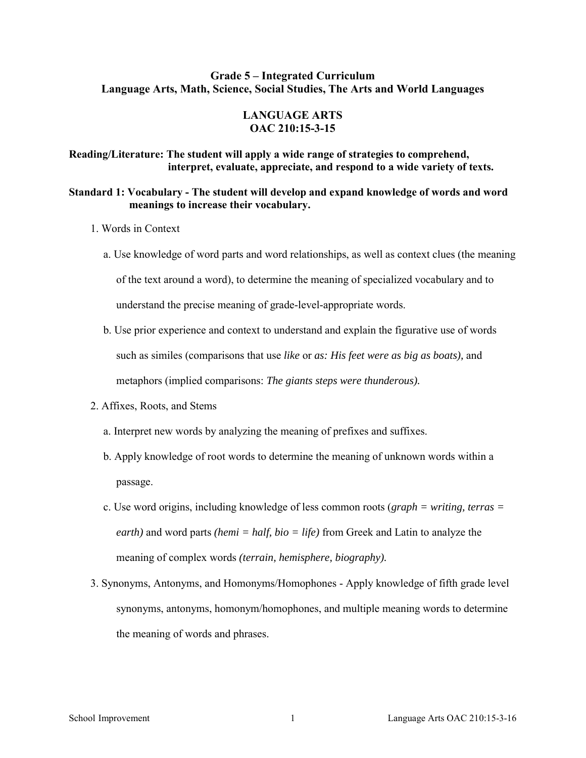# Grade 5 – Integrated Curriculum
## Language Arts, Math, Science, Social Studies, The Arts and World Languages

## LANGUAGE ARTS
## OAC 210:15-3-15

**Reading/Literature: The student will apply a wide range of strategies to comprehend, interpret, evaluate, appreciate, and respond to a wide variety of texts.**

**Standard 1: Vocabulary - The student will develop and expand knowledge of words and word meanings to increase their vocabulary.**

1. Words in Context
   a. Use knowledge of word parts and word relationships, as well as context clues (the meaning of the text around a word), to determine the meaning of specialized vocabulary and to understand the precise meaning of grade-level-appropriate words.
   b. Use prior experience and context to understand and explain the figurative use of words such as similes (comparisons that use *like* or *as: His feet were as big as boats),* and metaphors (implied comparisons: *The giants steps were thunderous).*
2. Affixes, Roots, and Stems
   a. Interpret new words by analyzing the meaning of prefixes and suffixes.
   b. Apply knowledge of root words to determine the meaning of unknown words within a passage.
   c. Use word origins, including knowledge of less common roots (*graph = writing, terras = earth)* and word parts *(hemi = half, bio = life)* from Greek and Latin to analyze the meaning of complex words *(terrain, hemisphere, biography).*
3. Synonyms, Antonyms, and Homonyms/Homophones - Apply knowledge of fifth grade level synonyms, antonyms, homonym/homophones, and multiple meaning words to determine the meaning of words and phrases.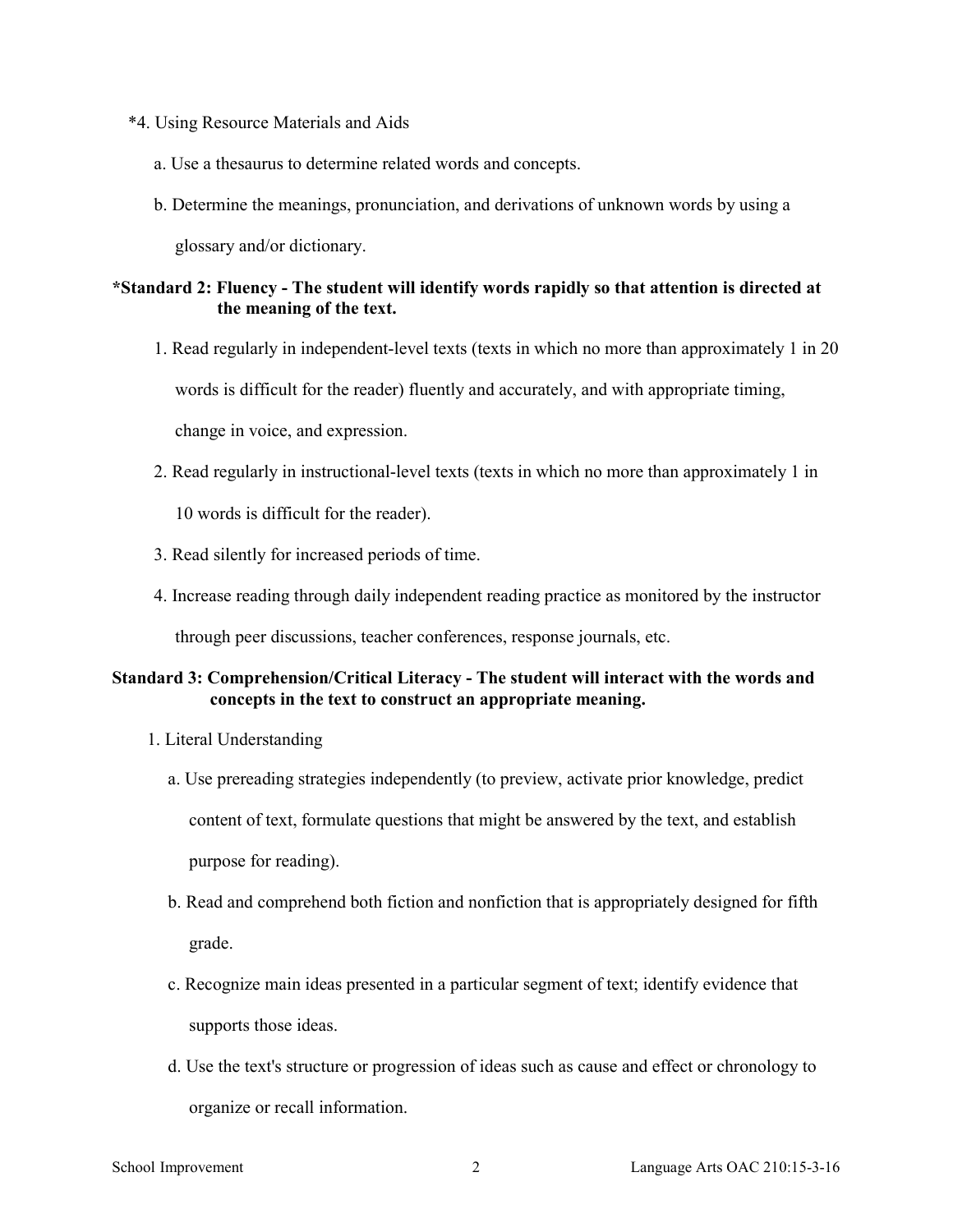*4. Using Resource Materials and Aids

   a. Use a thesaurus to determine related words and concepts.

   b. Determine the meanings, pronunciation, and derivations of unknown words by using a glossary and/or dictionary.

**\*Standard 2: Fluency - The student will identify words rapidly so that attention is directed at the meaning of the text.**

1. Read regularly in independent-level texts (texts in which no more than approximately 1 in 20 words is difficult for the reader) fluently and accurately, and with appropriate timing, change in voice, and expression.

2. Read regularly in instructional-level texts (texts in which no more than approximately 1 in 10 words is difficult for the reader).

3. Read silently for increased periods of time.

4. Increase reading through daily independent reading practice as monitored by the instructor through peer discussions, teacher conferences, response journals, etc.

**Standard 3: Comprehension/Critical Literacy - The student will interact with the words and concepts in the text to construct an appropriate meaning.**

1. Literal Understanding

   a. Use prereading strategies independently (to preview, activate prior knowledge, predict content of text, formulate questions that might be answered by the text, and establish purpose for reading).

   b. Read and comprehend both fiction and nonfiction that is appropriately designed for fifth grade.

   c. Recognize main ideas presented in a particular segment of text; identify evidence that supports those ideas.

   d. Use the text's structure or progression of ideas such as cause and effect or chronology to organize or recall information.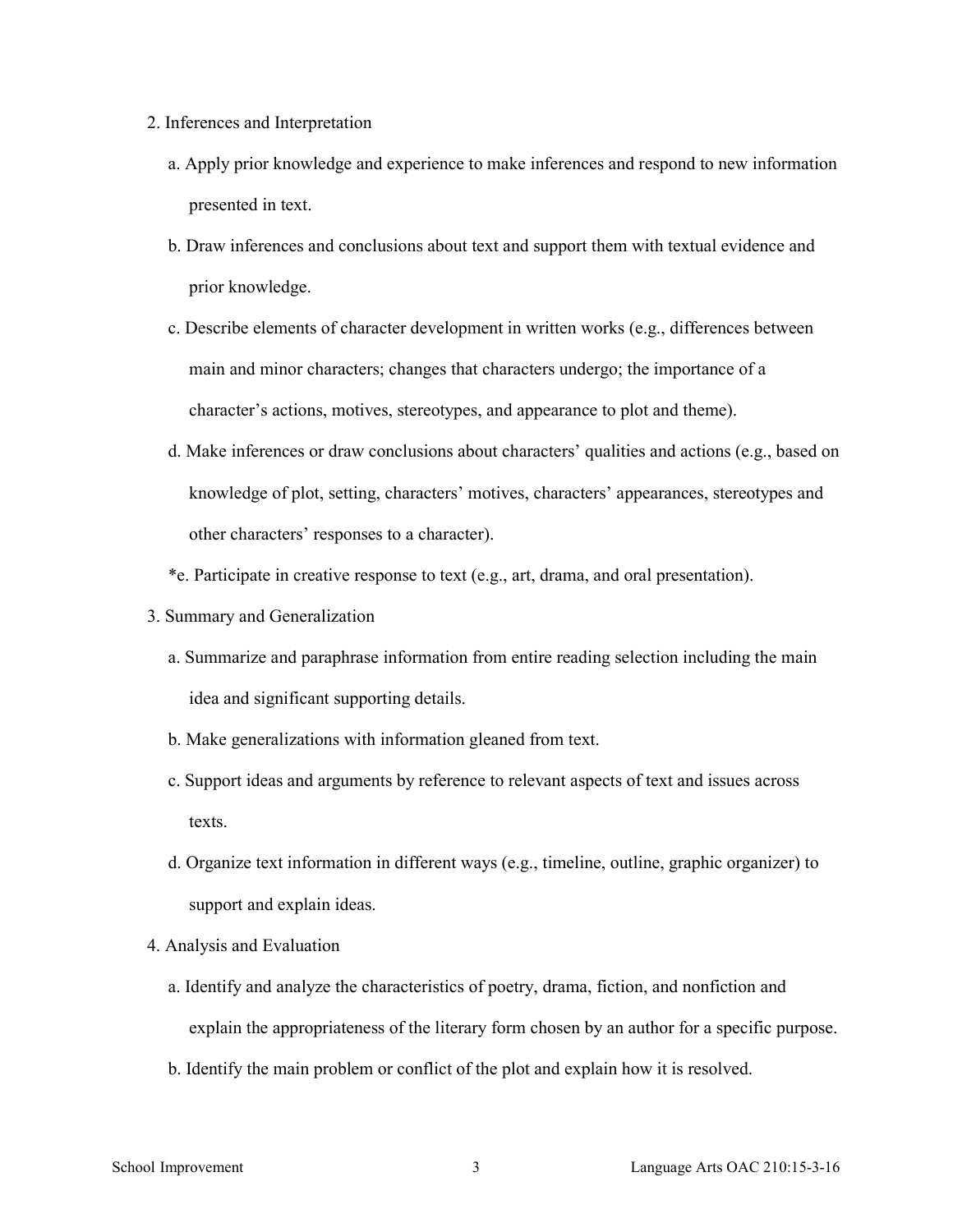2. Inferences and Interpretation

   a. Apply prior knowledge and experience to make inferences and respond to new information presented in text.

   b. Draw inferences and conclusions about text and support them with textual evidence and prior knowledge.

   c. Describe elements of character development in written works (e.g., differences between main and minor characters; changes that characters undergo; the importance of a character's actions, motives, stereotypes, and appearance to plot and theme).

   d. Make inferences or draw conclusions about characters' qualities and actions (e.g., based on knowledge of plot, setting, characters' motives, characters' appearances, stereotypes and other characters' responses to a character).

   *e. Participate in creative response to text (e.g., art, drama, and oral presentation).

3. Summary and Generalization

   a. Summarize and paraphrase information from entire reading selection including the main idea and significant supporting details.

   b. Make generalizations with information gleaned from text.

   c. Support ideas and arguments by reference to relevant aspects of text and issues across texts.

   d. Organize text information in different ways (e.g., timeline, outline, graphic organizer) to support and explain ideas.

4. Analysis and Evaluation

   a. Identify and analyze the characteristics of poetry, drama, fiction, and nonfiction and explain the appropriateness of the literary form chosen by an author for a specific purpose.

   b. Identify the main problem or conflict of the plot and explain how it is resolved.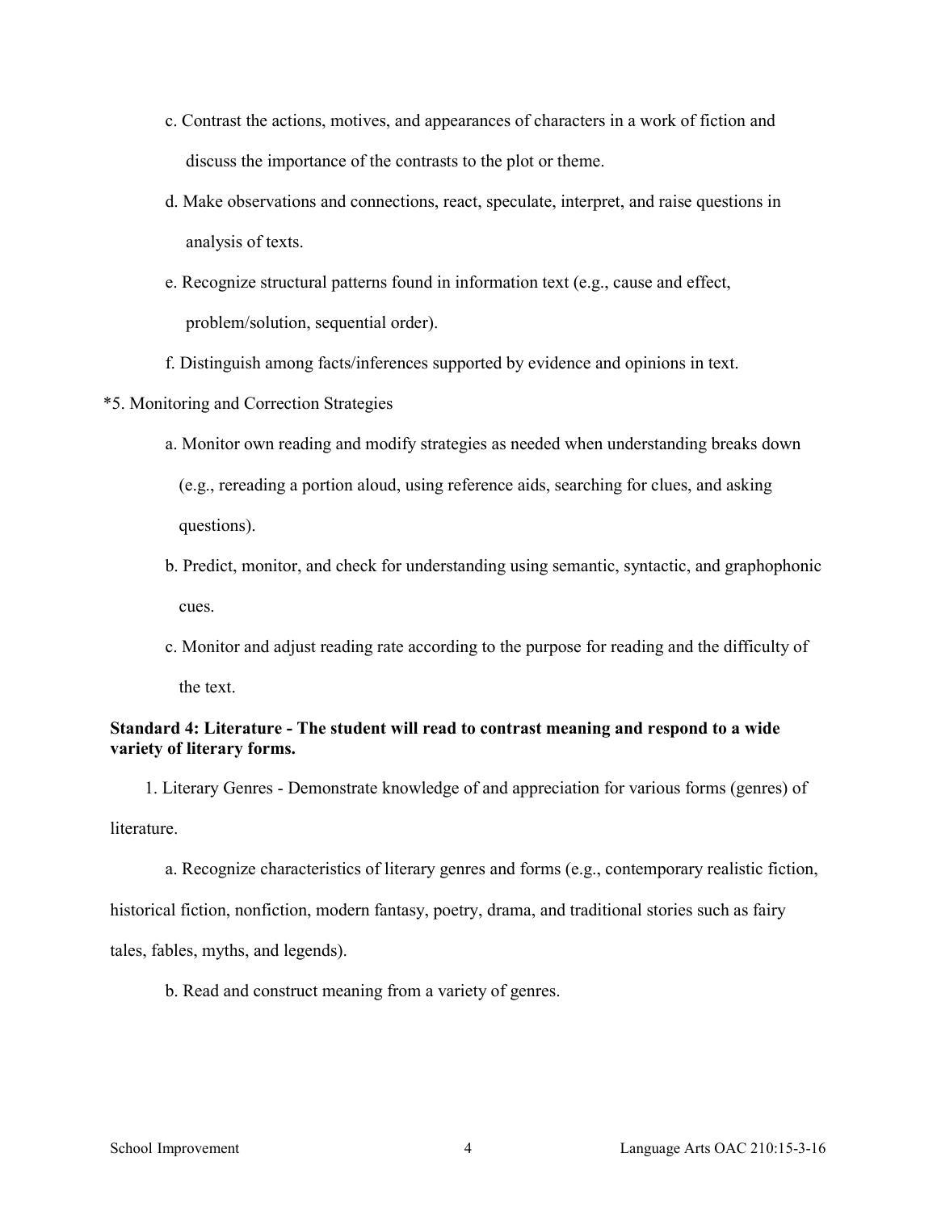c. Contrast the actions, motives, and appearances of characters in a work of fiction and discuss the importance of the contrasts to the plot or theme.

d. Make observations and connections, react, speculate, interpret, and raise questions in analysis of texts.

e. Recognize structural patterns found in information text (e.g., cause and effect, problem/solution, sequential order).

f. Distinguish among facts/inferences supported by evidence and opinions in text.

*5. Monitoring and Correction Strategies

a. Monitor own reading and modify strategies as needed when understanding breaks down (e.g., rereading a portion aloud, using reference aids, searching for clues, and asking questions).

b. Predict, monitor, and check for understanding using semantic, syntactic, and graphophonic cues.

c. Monitor and adjust reading rate according to the purpose for reading and the difficulty of the text.

**Standard 4: Literature - The student will read to contrast meaning and respond to a wide variety of literary forms.**

1. Literary Genres - Demonstrate knowledge of and appreciation for various forms (genres) of literature.

a. Recognize characteristics of literary genres and forms (e.g., contemporary realistic fiction, historical fiction, nonfiction, modern fantasy, poetry, drama, and traditional stories such as fairy tales, fables, myths, and legends).

b. Read and construct meaning from a variety of genres.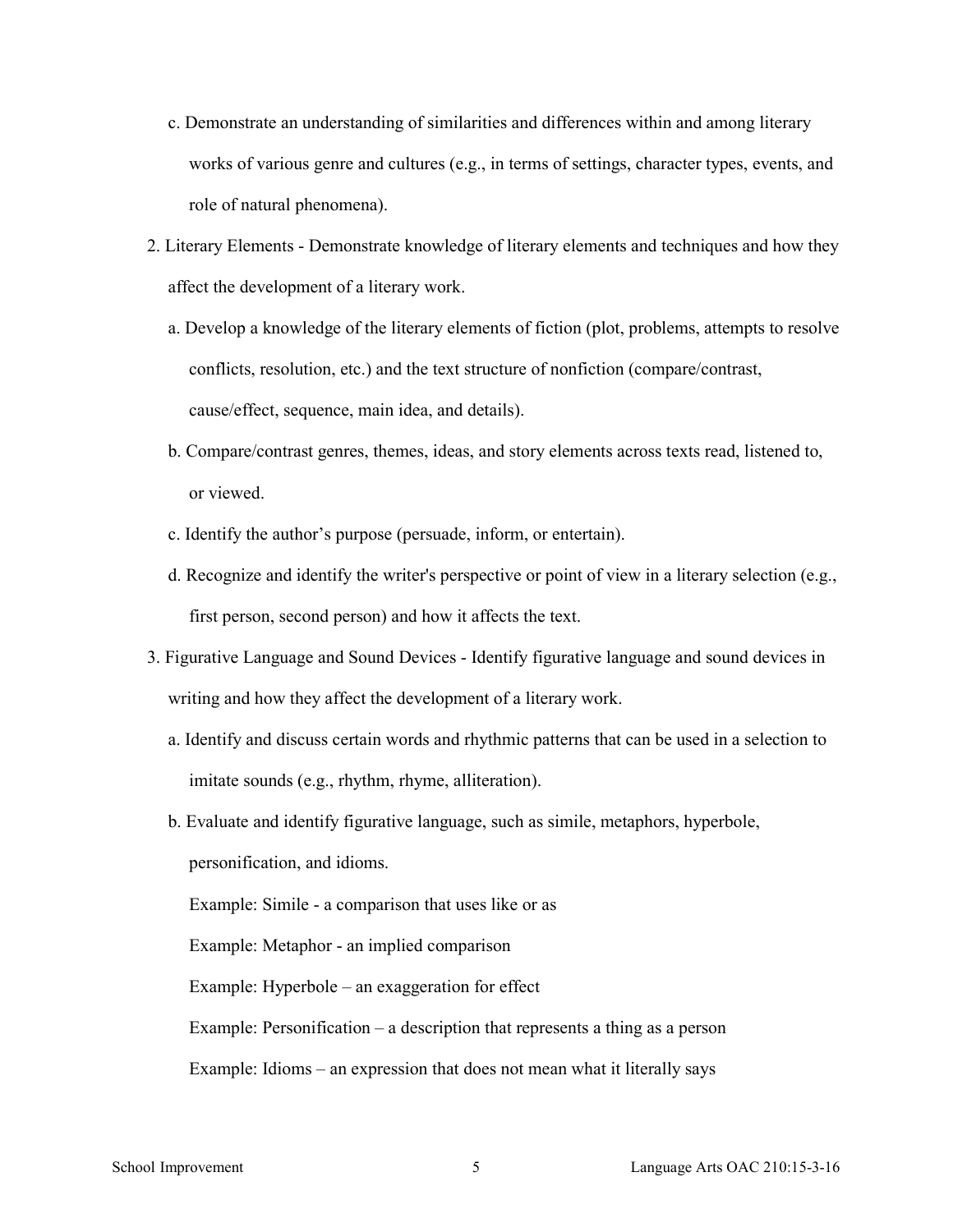c. Demonstrate an understanding of similarities and differences within and among literary works of various genre and cultures (e.g., in terms of settings, character types, events, and role of natural phenomena).

2. Literary Elements - Demonstrate knowledge of literary elements and techniques and how they affect the development of a literary work.

   a. Develop a knowledge of the literary elements of fiction (plot, problems, attempts to resolve conflicts, resolution, etc.) and the text structure of nonfiction (compare/contrast, cause/effect, sequence, main idea, and details).

   b. Compare/contrast genres, themes, ideas, and story elements across texts read, listened to, or viewed.

   c. Identify the author's purpose (persuade, inform, or entertain).

   d. Recognize and identify the writer's perspective or point of view in a literary selection (e.g., first person, second person) and how it affects the text.

3. Figurative Language and Sound Devices - Identify figurative language and sound devices in writing and how they affect the development of a literary work.

   a. Identify and discuss certain words and rhythmic patterns that can be used in a selection to imitate sounds (e.g., rhythm, rhyme, alliteration).

   b. Evaluate and identify figurative language, such as simile, metaphors, hyperbole, personification, and idioms.

      Example: Simile - a comparison that uses like or as

      Example: Metaphor - an implied comparison

      Example: Hyperbole – an exaggeration for effect

      Example: Personification – a description that represents a thing as a person

      Example: Idioms – an expression that does not mean what it literally says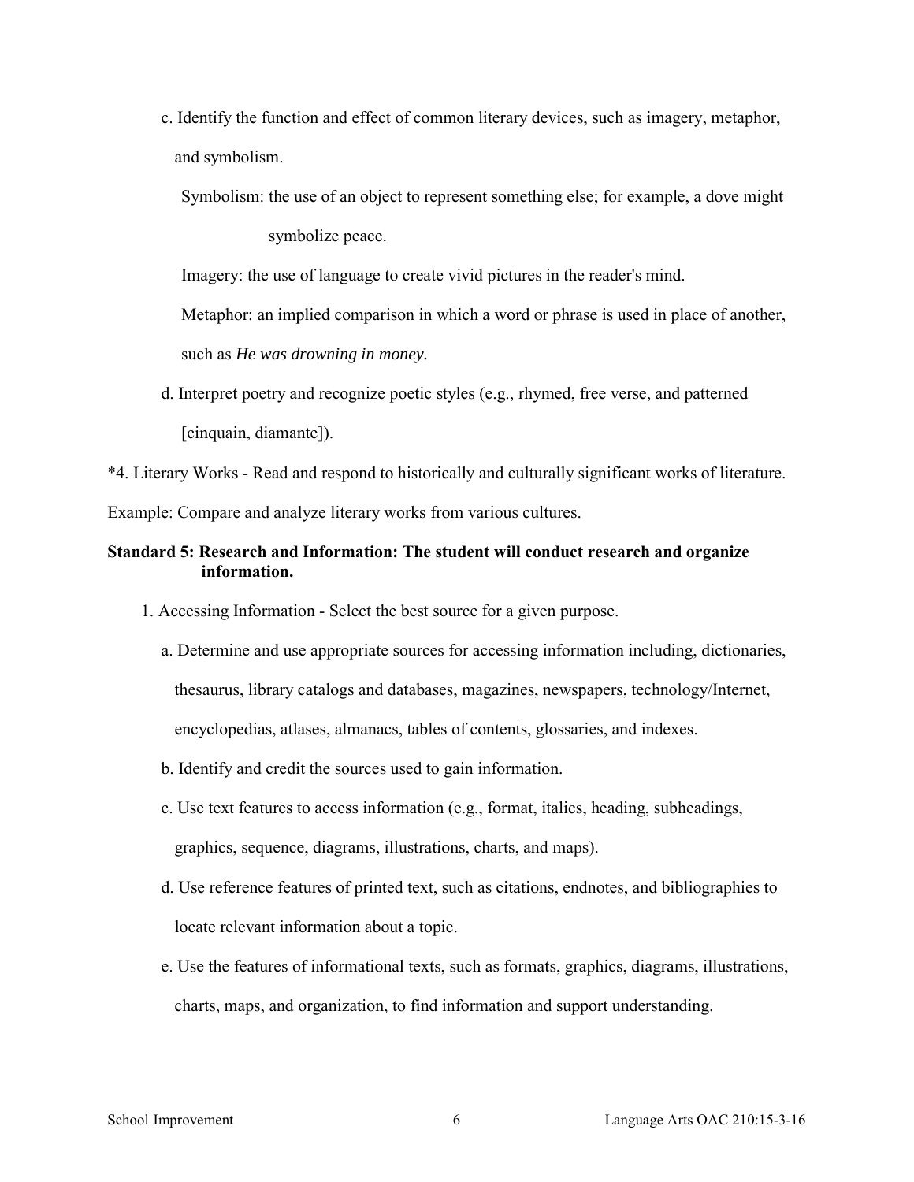c. Identify the function and effect of common literary devices, such as imagery, metaphor, and symbolism.

Symbolism: the use of an object to represent something else; for example, a dove might symbolize peace.

Imagery: the use of language to create vivid pictures in the reader's mind.

Metaphor: an implied comparison in which a word or phrase is used in place of another, such as *He was drowning in money*.

d. Interpret poetry and recognize poetic styles (e.g., rhymed, free verse, and patterned [cinquain, diamante]).

*4. Literary Works - Read and respond to historically and culturally significant works of literature.

Example: Compare and analyze literary works from various cultures.

**Standard 5: Research and Information: The student will conduct research and organize information.**

1. Accessing Information - Select the best source for a given purpose.

   a. Determine and use appropriate sources for accessing information including, dictionaries, thesaurus, library catalogs and databases, magazines, newspapers, technology/Internet, encyclopedias, atlases, almanacs, tables of contents, glossaries, and indexes.

   b. Identify and credit the sources used to gain information.

   c. Use text features to access information (e.g., format, italics, heading, subheadings, graphics, sequence, diagrams, illustrations, charts, and maps).

   d. Use reference features of printed text, such as citations, endnotes, and bibliographies to locate relevant information about a topic.

   e. Use the features of informational texts, such as formats, graphics, diagrams, illustrations, charts, maps, and organization, to find information and support understanding.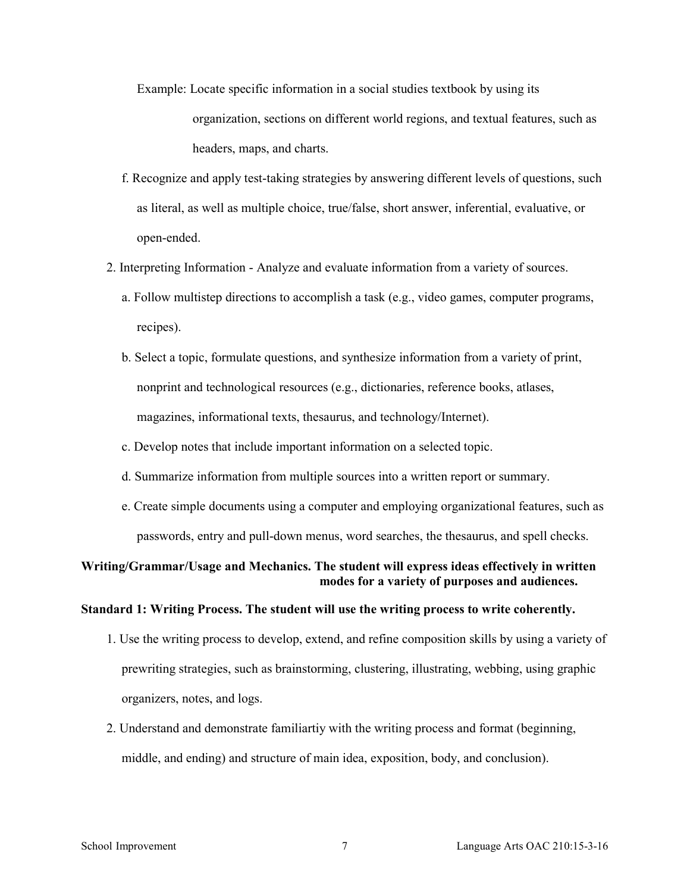Example: Locate specific information in a social studies textbook by using its organization, sections on different world regions, and textual features, such as headers, maps, and charts.

f. Recognize and apply test-taking strategies by answering different levels of questions, such as literal, as well as multiple choice, true/false, short answer, inferential, evaluative, or open-ended.

2. Interpreting Information - Analyze and evaluate information from a variety of sources.

   a. Follow multistep directions to accomplish a task (e.g., video games, computer programs, recipes).

   b. Select a topic, formulate questions, and synthesize information from a variety of print, nonprint and technological resources (e.g., dictionaries, reference books, atlases, magazines, informational texts, thesaurus, and technology/Internet).

   c. Develop notes that include important information on a selected topic.

   d. Summarize information from multiple sources into a written report or summary.

   e. Create simple documents using a computer and employing organizational features, such as passwords, entry and pull-down menus, word searches, the thesaurus, and spell checks.

**Writing/Grammar/Usage and Mechanics. The student will express ideas effectively in written modes for a variety of purposes and audiences.**

**Standard 1: Writing Process. The student will use the writing process to write coherently.**

1. Use the writing process to develop, extend, and refine composition skills by using a variety of prewriting strategies, such as brainstorming, clustering, illustrating, webbing, using graphic organizers, notes, and logs.

2. Understand and demonstrate familiartiy with the writing process and format (beginning, middle, and ending) and structure of main idea, exposition, body, and conclusion).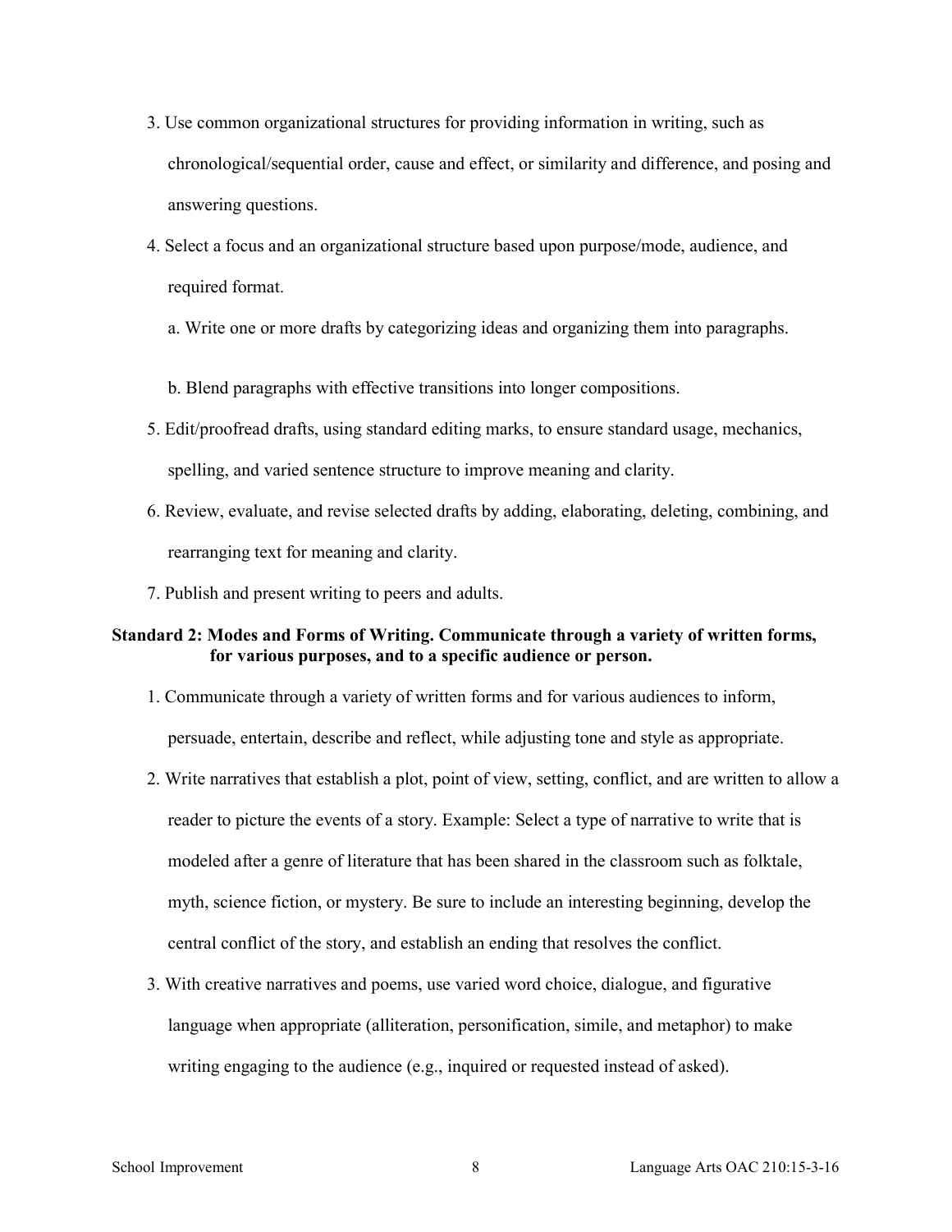3. Use common organizational structures for providing information in writing, such as chronological/sequential order, cause and effect, or similarity and difference, and posing and answering questions.
4. Select a focus and an organizational structure based upon purpose/mode, audience, and required format.
   a. Write one or more drafts by categorizing ideas and organizing them into paragraphs.
   b. Blend paragraphs with effective transitions into longer compositions.
5. Edit/proofread drafts, using standard editing marks, to ensure standard usage, mechanics, spelling, and varied sentence structure to improve meaning and clarity.
6. Review, evaluate, and revise selected drafts by adding, elaborating, deleting, combining, and rearranging text for meaning and clarity.
7. Publish and present writing to peers and adults.

**Standard 2: Modes and Forms of Writing. Communicate through a variety of written forms, for various purposes, and to a specific audience or person.**

1. Communicate through a variety of written forms and for various audiences to inform, persuade, entertain, describe and reflect, while adjusting tone and style as appropriate.
2. Write narratives that establish a plot, point of view, setting, conflict, and are written to allow a reader to picture the events of a story. Example: Select a type of narrative to write that is modeled after a genre of literature that has been shared in the classroom such as folktale, myth, science fiction, or mystery. Be sure to include an interesting beginning, develop the central conflict of the story, and establish an ending that resolves the conflict.
3. With creative narratives and poems, use varied word choice, dialogue, and figurative language when appropriate (alliteration, personification, simile, and metaphor) to make writing engaging to the audience (e.g., inquired or requested instead of asked).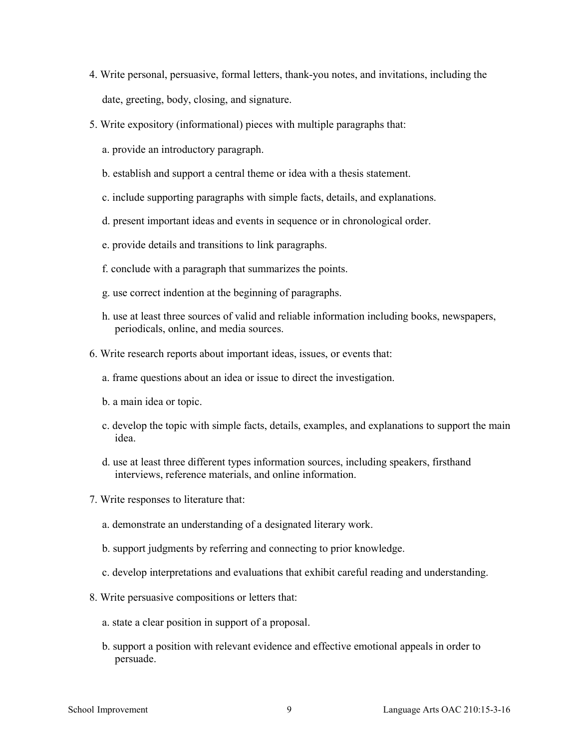4. Write personal, persuasive, formal letters, thank-you notes, and invitations, including the date, greeting, body, closing, and signature.

5. Write expository (informational) pieces with multiple paragraphs that:

    a. provide an introductory paragraph.

    b. establish and support a central theme or idea with a thesis statement.

    c. include supporting paragraphs with simple facts, details, and explanations.

    d. present important ideas and events in sequence or in chronological order.

    e. provide details and transitions to link paragraphs.

    f. conclude with a paragraph that summarizes the points.

    g. use correct indention at the beginning of paragraphs.

    h. use at least three sources of valid and reliable information including books, newspapers, periodicals, online, and media sources.

6. Write research reports about important ideas, issues, or events that:

    a. frame questions about an idea or issue to direct the investigation.

    b. a main idea or topic.

    c. develop the topic with simple facts, details, examples, and explanations to support the main idea.

    d. use at least three different types information sources, including speakers, firsthand interviews, reference materials, and online information.

7. Write responses to literature that:

    a. demonstrate an understanding of a designated literary work.

    b. support judgments by referring and connecting to prior knowledge.

    c. develop interpretations and evaluations that exhibit careful reading and understanding.

8. Write persuasive compositions or letters that:

    a. state a clear position in support of a proposal.

    b. support a position with relevant evidence and effective emotional appeals in order to persuade.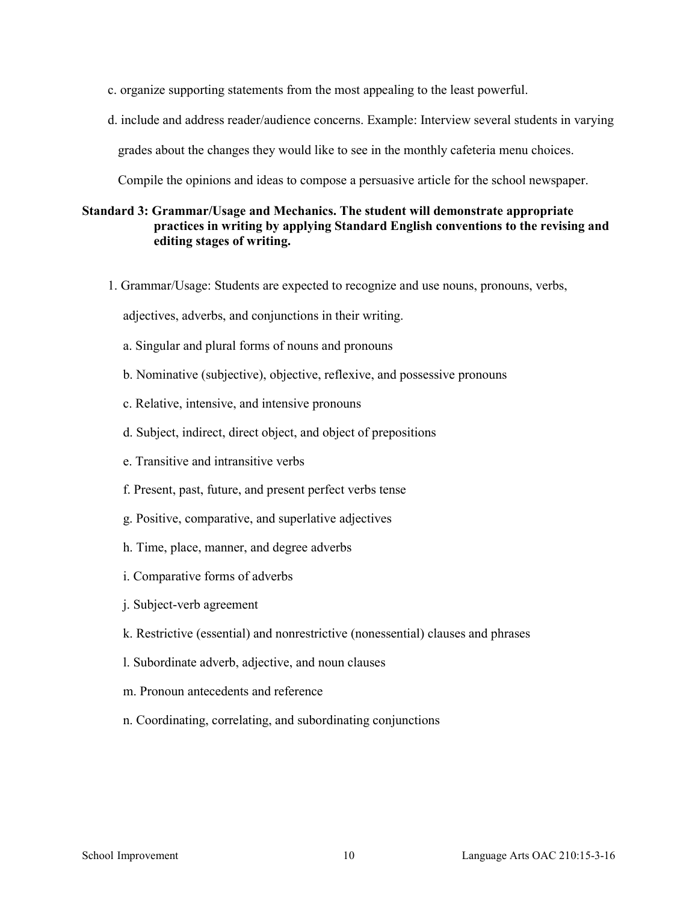c. organize supporting statements from the most appealing to the least powerful.

d. include and address reader/audience concerns. Example: Interview several students in varying grades about the changes they would like to see in the monthly cafeteria menu choices. Compile the opinions and ideas to compose a persuasive article for the school newspaper.

**Standard 3: Grammar/Usage and Mechanics. The student will demonstrate appropriate practices in writing by applying Standard English conventions to the revising and editing stages of writing.**

1. Grammar/Usage: Students are expected to recognize and use nouns, pronouns, verbs, adjectives, adverbs, and conjunctions in their writing.

   a. Singular and plural forms of nouns and pronouns

   b. Nominative (subjective), objective, reflexive, and possessive pronouns

   c. Relative, intensive, and intensive pronouns

   d. Subject, indirect, direct object, and object of prepositions

   e. Transitive and intransitive verbs

   f. Present, past, future, and present perfect verbs tense

   g. Positive, comparative, and superlative adjectives

   h. Time, place, manner, and degree adverbs

   i. Comparative forms of adverbs

   j. Subject-verb agreement

   k. Restrictive (essential) and nonrestrictive (nonessential) clauses and phrases

   l. Subordinate adverb, adjective, and noun clauses

   m. Pronoun antecedents and reference

   n. Coordinating, correlating, and subordinating conjunctions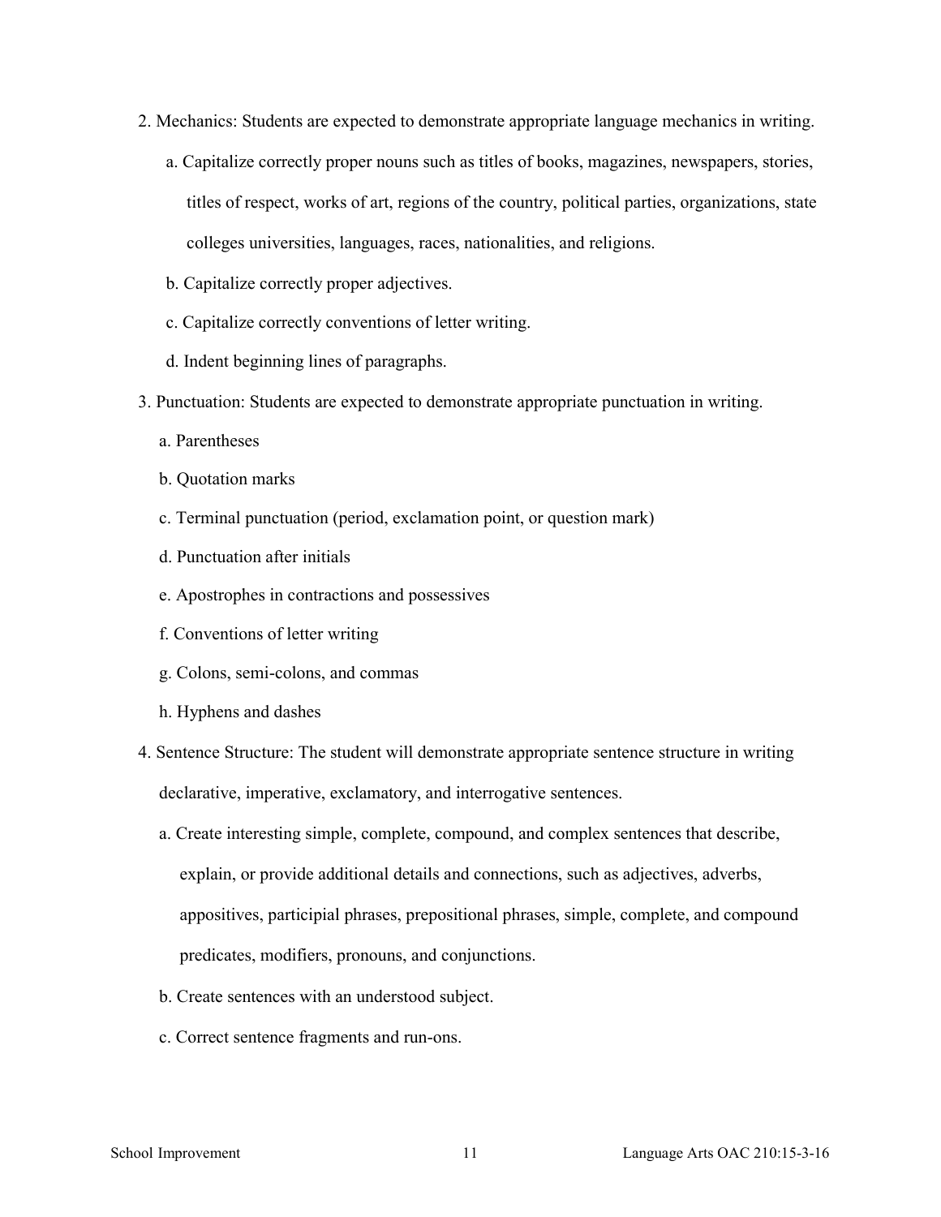2. Mechanics: Students are expected to demonstrate appropriate language mechanics in writing.

    a. Capitalize correctly proper nouns such as titles of books, magazines, newspapers, stories, titles of respect, works of art, regions of the country, political parties, organizations, state colleges universities, languages, races, nationalities, and religions.

    b. Capitalize correctly proper adjectives.

    c. Capitalize correctly conventions of letter writing.

    d. Indent beginning lines of paragraphs.

3. Punctuation: Students are expected to demonstrate appropriate punctuation in writing.

    a. Parentheses

    b. Quotation marks

    c. Terminal punctuation (period, exclamation point, or question mark)

    d. Punctuation after initials

    e. Apostrophes in contractions and possessives

    f. Conventions of letter writing

    g. Colons, semi-colons, and commas

    h. Hyphens and dashes

4. Sentence Structure: The student will demonstrate appropriate sentence structure in writing declarative, imperative, exclamatory, and interrogative sentences.

    a. Create interesting simple, complete, compound, and complex sentences that describe, explain, or provide additional details and connections, such as adjectives, adverbs, appositives, participial phrases, prepositional phrases, simple, complete, and compound predicates, modifiers, pronouns, and conjunctions.

    b. Create sentences with an understood subject.

    c. Correct sentence fragments and run-ons.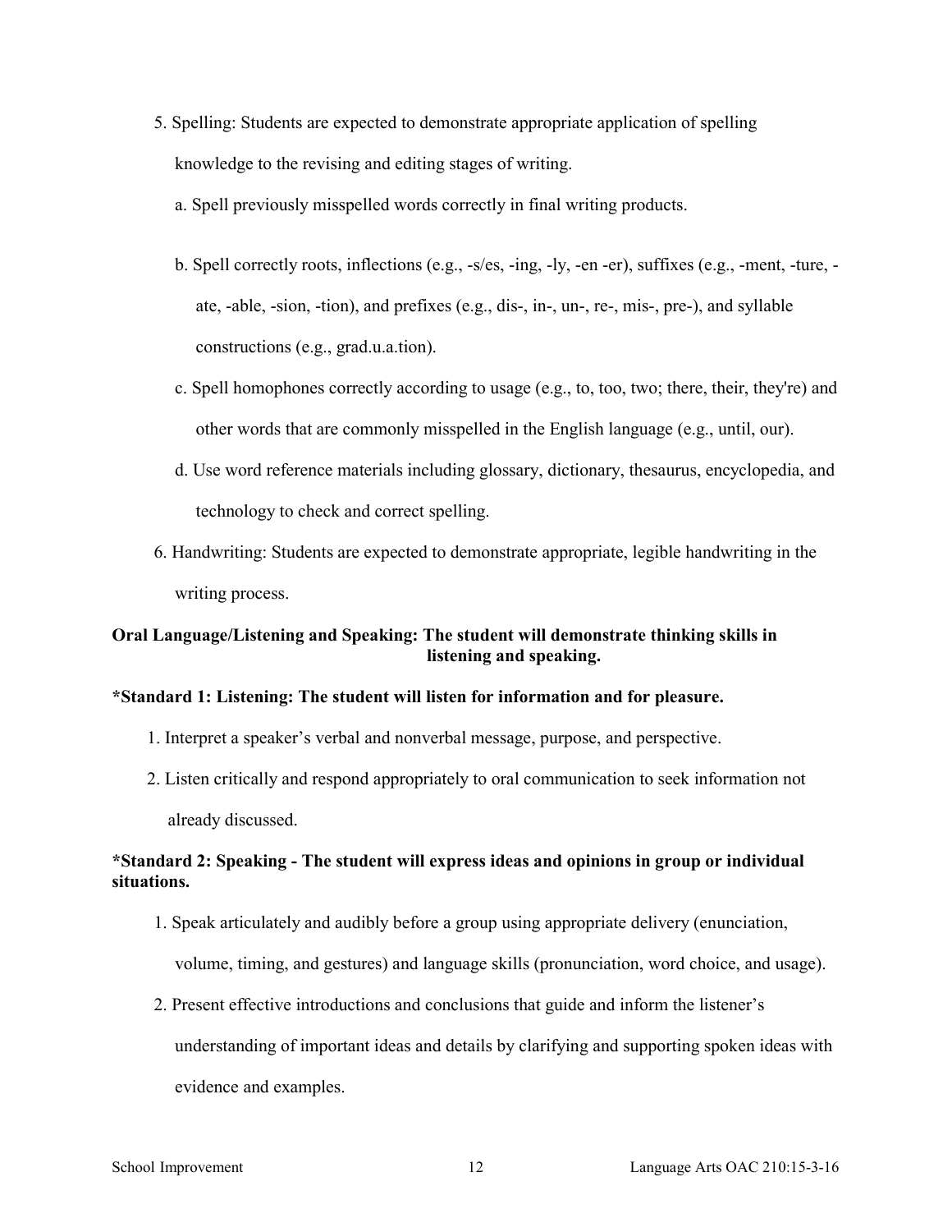5. Spelling: Students are expected to demonstrate appropriate application of spelling knowledge to the revising and editing stages of writing.
   a. Spell previously misspelled words correctly in final writing products.
   b. Spell correctly roots, inflections (e.g., -s/es, -ing, -ly, -en -er), suffixes (e.g., -ment, -ture, -ate, -able, -sion, -tion), and prefixes (e.g., dis-, in-, un-, re-, mis-, pre-), and syllable constructions (e.g., grad.u.a.tion).
   c. Spell homophones correctly according to usage (e.g., to, too, two; there, their, they're) and other words that are commonly misspelled in the English language (e.g., until, our).
   d. Use word reference materials including glossary, dictionary, thesaurus, encyclopedia, and technology to check and correct spelling.
6. Handwriting: Students are expected to demonstrate appropriate, legible handwriting in the writing process.

**Oral Language/Listening and Speaking: The student will demonstrate thinking skills in listening and speaking.**

**\*Standard 1: Listening: The student will listen for information and for pleasure.**

1. Interpret a speaker's verbal and nonverbal message, purpose, and perspective.
2. Listen critically and respond appropriately to oral communication to seek information not already discussed.

**\*Standard 2: Speaking - The student will express ideas and opinions in group or individual situations.**

1. Speak articulately and audibly before a group using appropriate delivery (enunciation, volume, timing, and gestures) and language skills (pronunciation, word choice, and usage).
2. Present effective introductions and conclusions that guide and inform the listener's understanding of important ideas and details by clarifying and supporting spoken ideas with evidence and examples.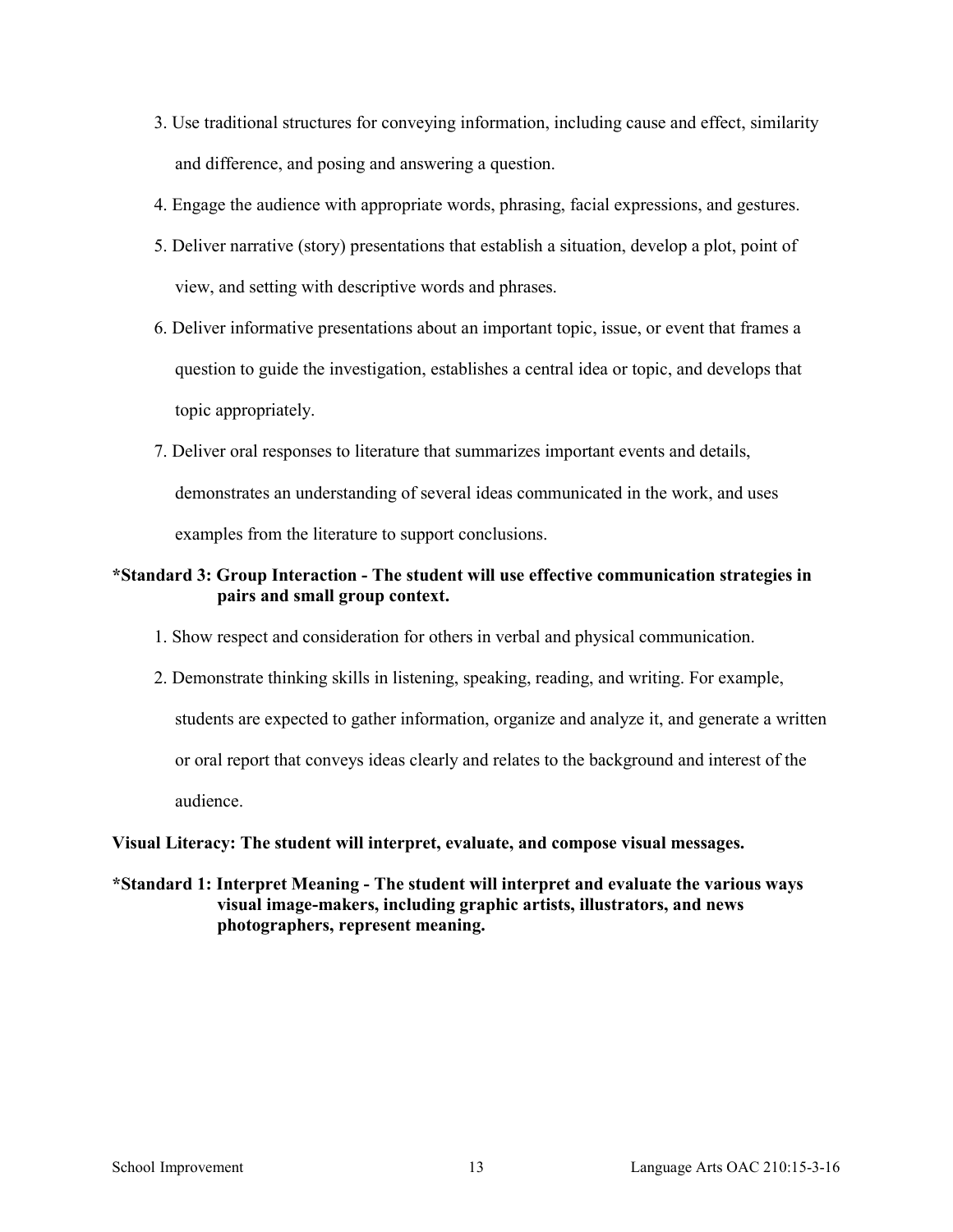3. Use traditional structures for conveying information, including cause and effect, similarity and difference, and posing and answering a question.
4. Engage the audience with appropriate words, phrasing, facial expressions, and gestures.
5. Deliver narrative (story) presentations that establish a situation, develop a plot, point of view, and setting with descriptive words and phrases.
6. Deliver informative presentations about an important topic, issue, or event that frames a question to guide the investigation, establishes a central idea or topic, and develops that topic appropriately.
7. Deliver oral responses to literature that summarizes important events and details, demonstrates an understanding of several ideas communicated in the work, and uses examples from the literature to support conclusions.

**\*Standard 3: Group Interaction - The student will use effective communication strategies in pairs and small group context.**

1. Show respect and consideration for others in verbal and physical communication.
2. Demonstrate thinking skills in listening, speaking, reading, and writing. For example, students are expected to gather information, organize and analyze it, and generate a written or oral report that conveys ideas clearly and relates to the background and interest of the audience.

**Visual Literacy: The student will interpret, evaluate, and compose visual messages.**

**\*Standard 1: Interpret Meaning - The student will interpret and evaluate the various ways visual image-makers, including graphic artists, illustrators, and news photographers, represent meaning.**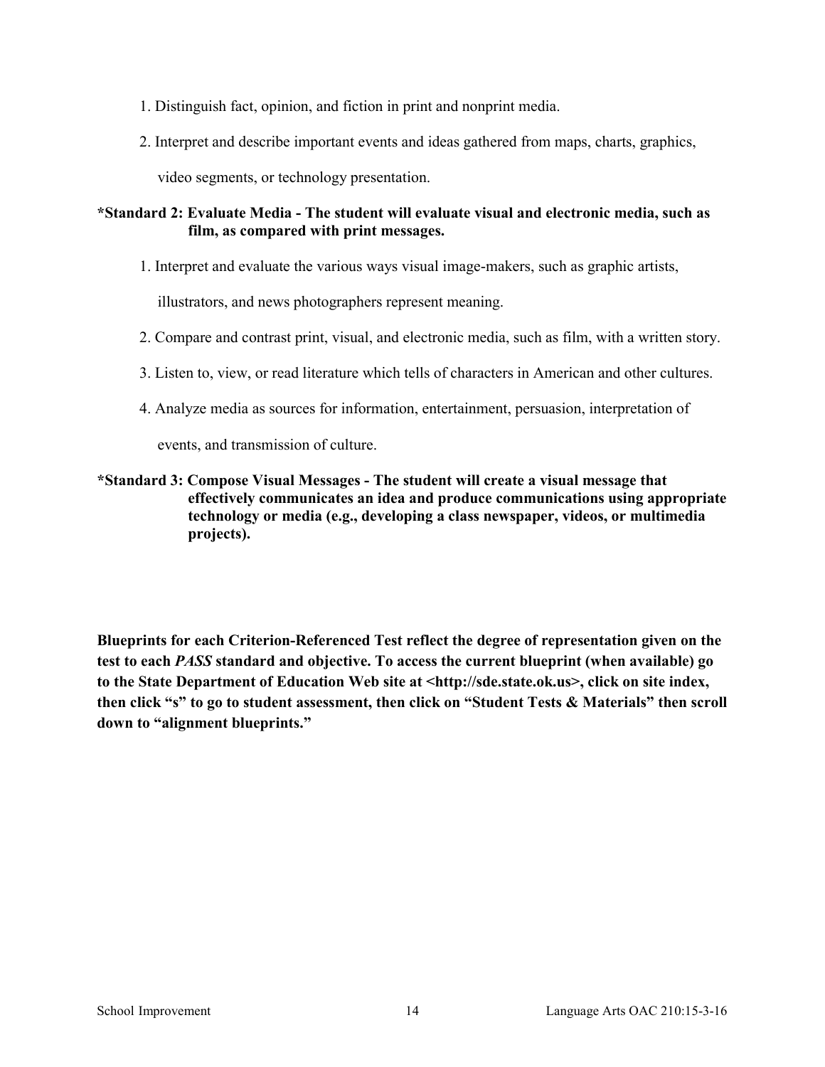1. Distinguish fact, opinion, and fiction in print and nonprint media.
2. Interpret and describe important events and ideas gathered from maps, charts, graphics, video segments, or technology presentation.

**\*Standard 2: Evaluate Media - The student will evaluate visual and electronic media, such as film, as compared with print messages.**

1. Interpret and evaluate the various ways visual image-makers, such as graphic artists, illustrators, and news photographers represent meaning.
2. Compare and contrast print, visual, and electronic media, such as film, with a written story.
3. Listen to, view, or read literature which tells of characters in American and other cultures.
4. Analyze media as sources for information, entertainment, persuasion, interpretation of events, and transmission of culture.

**\*Standard 3: Compose Visual Messages - The student will create a visual message that effectively communicates an idea and produce communications using appropriate technology or media (e.g., developing a class newspaper, videos, or multimedia projects).**

**Blueprints for each Criterion-Referenced Test reflect the degree of representation given on the test to each *PASS* standard and objective. To access the current blueprint (when available) go to the State Department of Education Web site at <http://sde.state.ok.us>, click on site index, then click "s" to go to student assessment, then click on "Student Tests & Materials" then scroll down to "alignment blueprints."**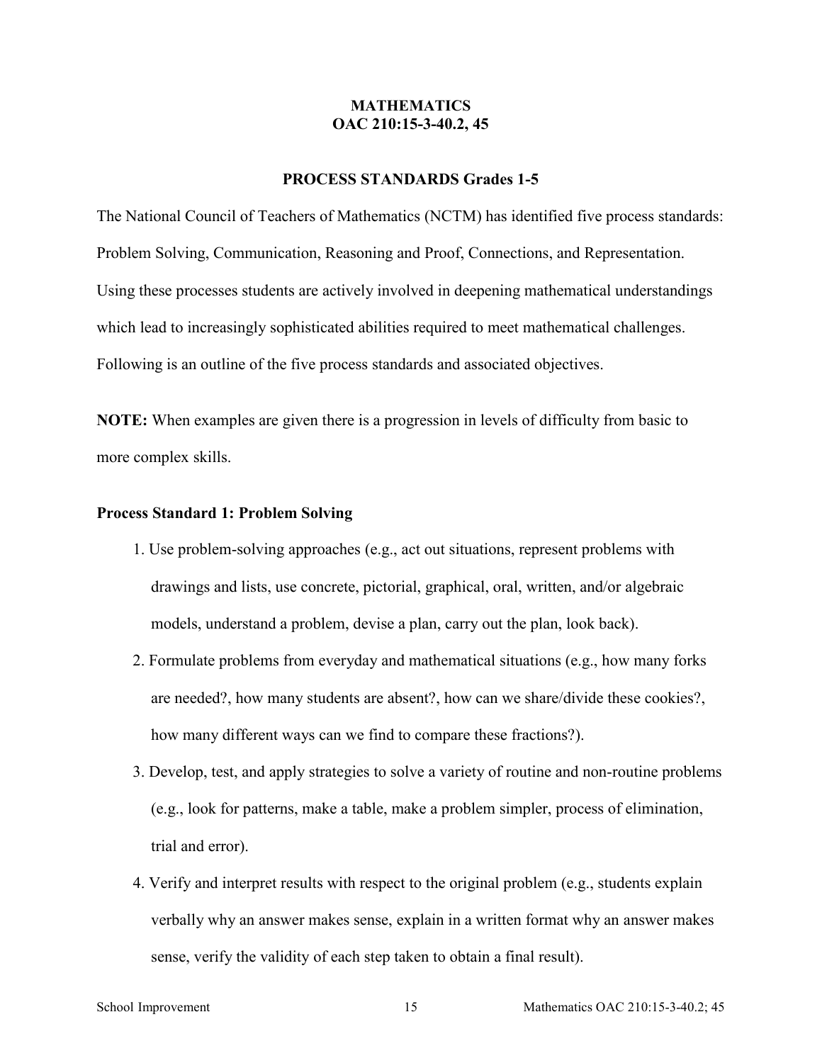# MATHEMATICS
# OAC 210:15-3-40.2, 45

## PROCESS STANDARDS Grades 1-5

The National Council of Teachers of Mathematics (NCTM) has identified five process standards: Problem Solving, Communication, Reasoning and Proof, Connections, and Representation. Using these processes students are actively involved in deepening mathematical understandings which lead to increasingly sophisticated abilities required to meet mathematical challenges. Following is an outline of the five process standards and associated objectives.

**NOTE:** When examples are given there is a progression in levels of difficulty from basic to more complex skills.

### Process Standard 1: Problem Solving

1. Use problem-solving approaches (e.g., act out situations, represent problems with drawings and lists, use concrete, pictorial, graphical, oral, written, and/or algebraic models, understand a problem, devise a plan, carry out the plan, look back).
2. Formulate problems from everyday and mathematical situations (e.g., how many forks are needed?, how many students are absent?, how can we share/divide these cookies?, how many different ways can we find to compare these fractions?).
3. Develop, test, and apply strategies to solve a variety of routine and non-routine problems (e.g., look for patterns, make a table, make a problem simpler, process of elimination, trial and error).
4. Verify and interpret results with respect to the original problem (e.g., students explain verbally why an answer makes sense, explain in a written format why an answer makes sense, verify the validity of each step taken to obtain a final result).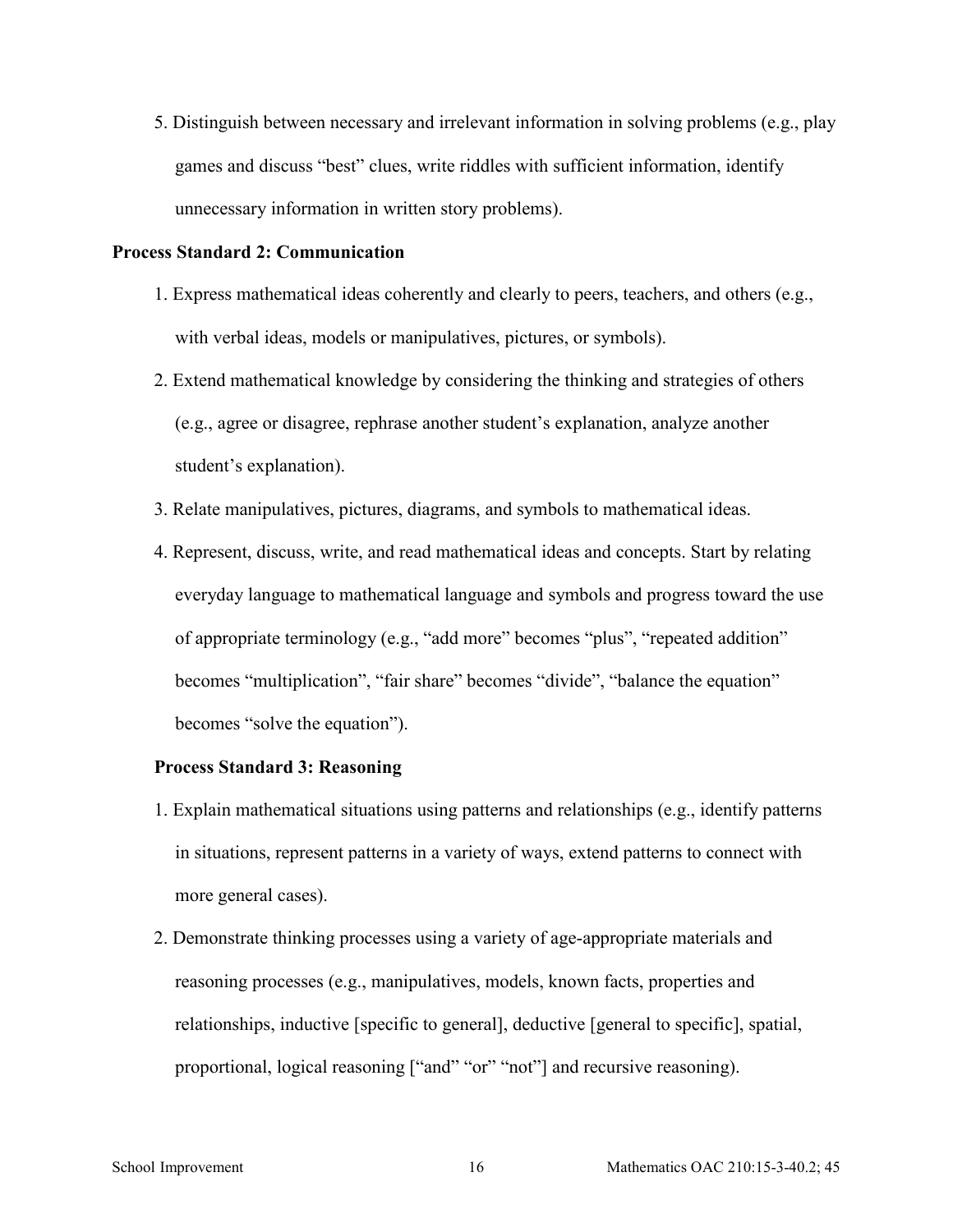5. Distinguish between necessary and irrelevant information in solving problems (e.g., play games and discuss "best" clues, write riddles with sufficient information, identify unnecessary information in written story problems).

**Process Standard 2: Communication**

1. Express mathematical ideas coherently and clearly to peers, teachers, and others (e.g., with verbal ideas, models or manipulatives, pictures, or symbols).
2. Extend mathematical knowledge by considering the thinking and strategies of others (e.g., agree or disagree, rephrase another student's explanation, analyze another student's explanation).
3. Relate manipulatives, pictures, diagrams, and symbols to mathematical ideas.
4. Represent, discuss, write, and read mathematical ideas and concepts. Start by relating everyday language to mathematical language and symbols and progress toward the use of appropriate terminology (e.g., "add more" becomes "plus", "repeated addition" becomes "multiplication", "fair share" becomes "divide", "balance the equation" becomes "solve the equation").

**Process Standard 3: Reasoning**

1. Explain mathematical situations using patterns and relationships (e.g., identify patterns in situations, represent patterns in a variety of ways, extend patterns to connect with more general cases).
2. Demonstrate thinking processes using a variety of age-appropriate materials and reasoning processes (e.g., manipulatives, models, known facts, properties and relationships, inductive [specific to general], deductive [general to specific], spatial, proportional, logical reasoning ["and" "or" "not"] and recursive reasoning).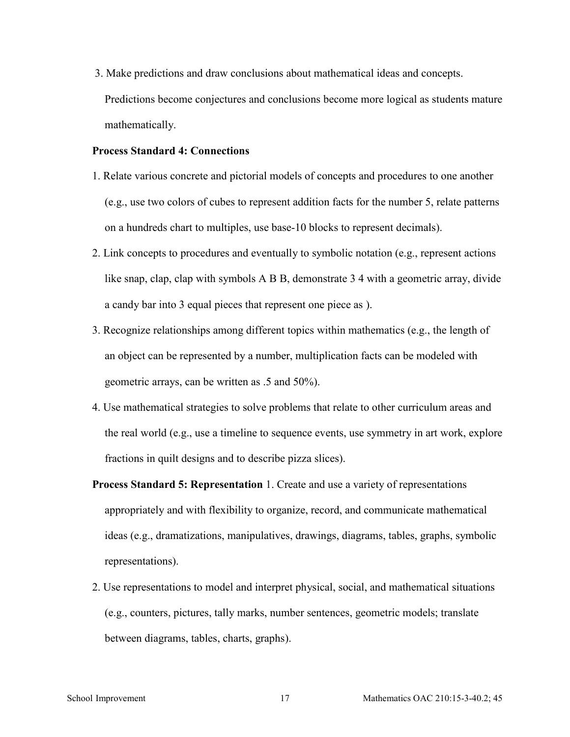3. Make predictions and draw conclusions about mathematical ideas and concepts. Predictions become conjectures and conclusions become more logical as students mature mathematically.

**Process Standard 4: Connections**

1. Relate various concrete and pictorial models of concepts and procedures to one another (e.g., use two colors of cubes to represent addition facts for the number 5, relate patterns on a hundreds chart to multiples, use base-10 blocks to represent decimals).
2. Link concepts to procedures and eventually to symbolic notation (e.g., represent actions like snap, clap, clap with symbols A B B, demonstrate 3 4 with a geometric array, divide a candy bar into 3 equal pieces that represent one piece as ).
3. Recognize relationships among different topics within mathematics (e.g., the length of an object can be represented by a number, multiplication facts can be modeled with geometric arrays, can be written as .5 and 50%).
4. Use mathematical strategies to solve problems that relate to other curriculum areas and the real world (e.g., use a timeline to sequence events, use symmetry in art work, explore fractions in quilt designs and to describe pizza slices).

**Process Standard 5: Representation**

1. Create and use a variety of representations appropriately and with flexibility to organize, record, and communicate mathematical ideas (e.g., dramatizations, manipulatives, drawings, diagrams, tables, graphs, symbolic representations).
2. Use representations to model and interpret physical, social, and mathematical situations (e.g., counters, pictures, tally marks, number sentences, geometric models; translate between diagrams, tables, charts, graphs).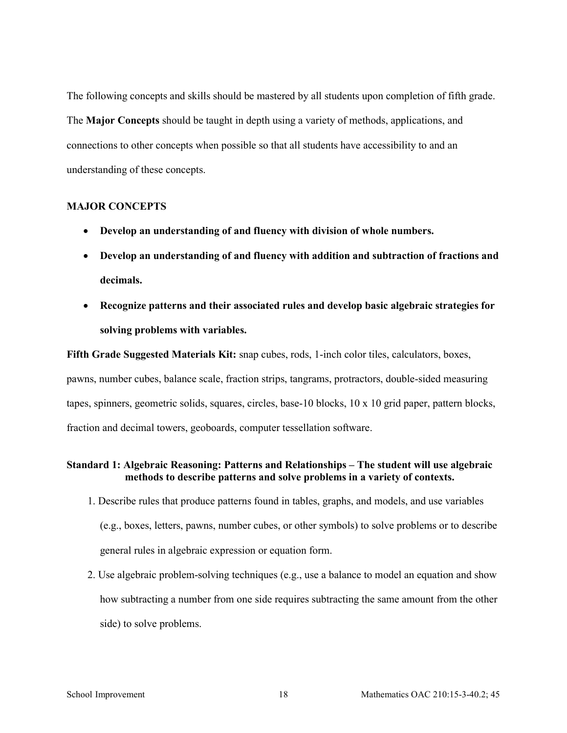The following concepts and skills should be mastered by all students upon completion of fifth grade. The **Major Concepts** should be taught in depth using a variety of methods, applications, and connections to other concepts when possible so that all students have accessibility to and an understanding of these concepts.

**MAJOR CONCEPTS**

- **Develop an understanding of and fluency with division of whole numbers.**
- **Develop an understanding of and fluency with addition and subtraction of fractions and decimals.**
- **Recognize patterns and their associated rules and develop basic algebraic strategies for solving problems with variables.**

**Fifth Grade Suggested Materials Kit:** snap cubes, rods, 1-inch color tiles, calculators, boxes, pawns, number cubes, balance scale, fraction strips, tangrams, protractors, double-sided measuring tapes, spinners, geometric solids, squares, circles, base-10 blocks, 10 x 10 grid paper, pattern blocks, fraction and decimal towers, geoboards, computer tessellation software.

**Standard 1: Algebraic Reasoning: Patterns and Relationships – The student will use algebraic methods to describe patterns and solve problems in a variety of contexts.**

1. Describe rules that produce patterns found in tables, graphs, and models, and use variables (e.g., boxes, letters, pawns, number cubes, or other symbols) to solve problems or to describe general rules in algebraic expression or equation form.
2. Use algebraic problem-solving techniques (e.g., use a balance to model an equation and show how subtracting a number from one side requires subtracting the same amount from the other side) to solve problems.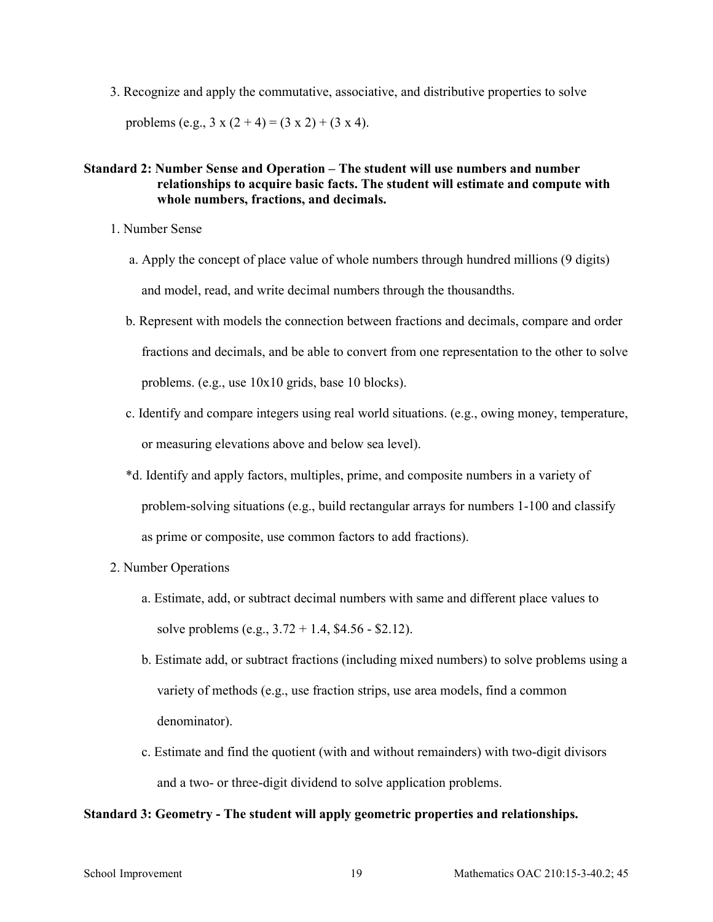3. Recognize and apply the commutative, associative, and distributive properties to solve problems (e.g., $3 \times (2 + 4) = (3 \times 2) + (3 \times 4)$).

**Standard 2: Number Sense and Operation – The student will use numbers and number relationships to acquire basic facts. The student will estimate and compute with whole numbers, fractions, and decimals.**

1. Number Sense
   - a. Apply the concept of place value of whole numbers through hundred millions (9 digits) and model, read, and write decimal numbers through the thousandths.
   - b. Represent with models the connection between fractions and decimals, compare and order fractions and decimals, and be able to convert from one representation to the other to solve problems. (e.g., use 10x10 grids, base 10 blocks).
   - c. Identify and compare integers using real world situations. (e.g., owing money, temperature, or measuring elevations above and below sea level).
   - *d. Identify and apply factors, multiples, prime, and composite numbers in a variety of problem-solving situations (e.g., build rectangular arrays for numbers 1-100 and classify as prime or composite, use common factors to add fractions).

2. Number Operations
   - a. Estimate, add, or subtract decimal numbers with same and different place values to solve problems (e.g., $3.72 + 1.4$, $4.56 - $2.12).
   - b. Estimate add, or subtract fractions (including mixed numbers) to solve problems using a variety of methods (e.g., use fraction strips, use area models, find a common denominator).
   - c. Estimate and find the quotient (with and without remainders) with two-digit divisors and a two- or three-digit dividend to solve application problems.

**Standard 3: Geometry - The student will apply geometric properties and relationships.**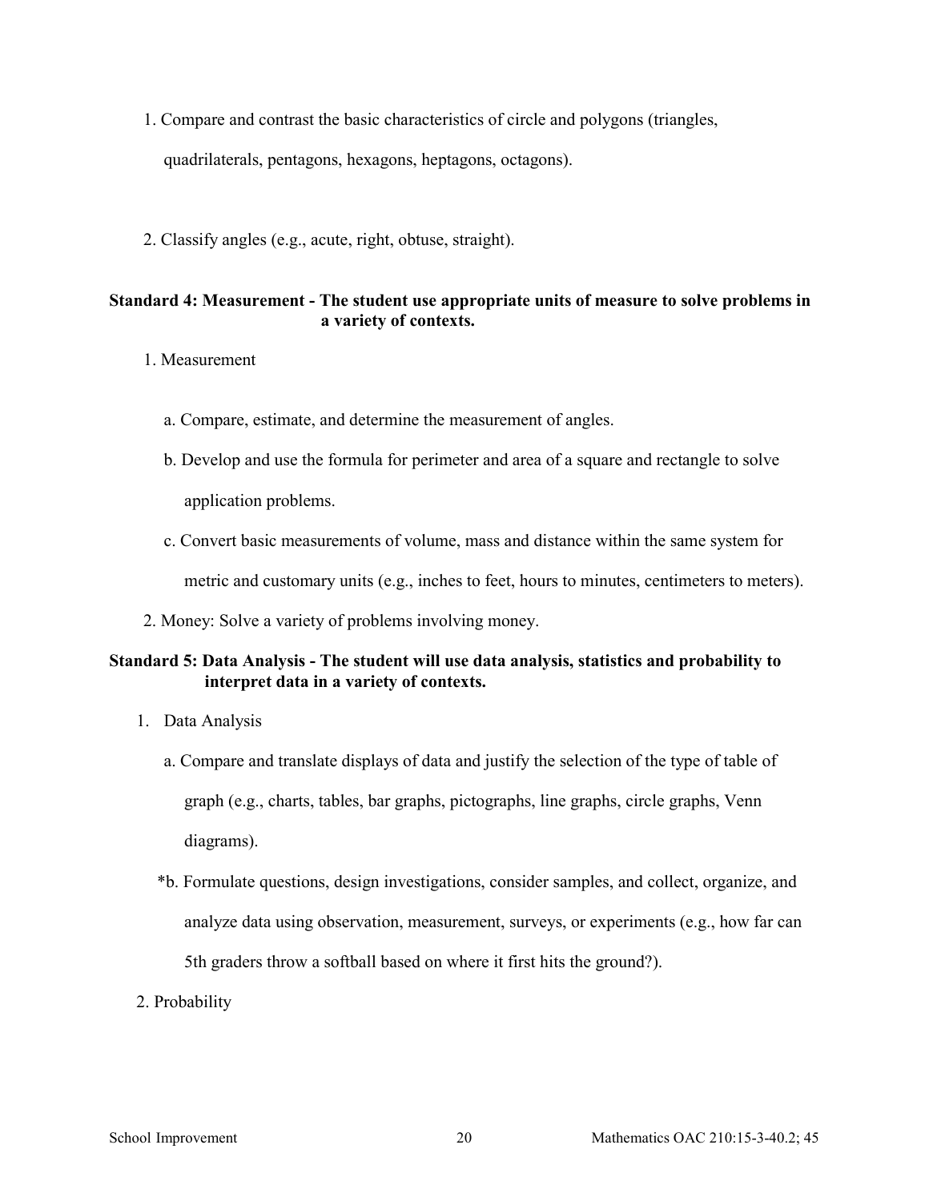1. Compare and contrast the basic characteristics of circle and polygons (triangles, quadrilaterals, pentagons, hexagons, heptagons, octagons).

2. Classify angles (e.g., acute, right, obtuse, straight).

**Standard 4: Measurement - The student use appropriate units of measure to solve problems in a variety of contexts.**

1. Measurement

   a. Compare, estimate, and determine the measurement of angles.

   b. Develop and use the formula for perimeter and area of a square and rectangle to solve application problems.

   c. Convert basic measurements of volume, mass and distance within the same system for metric and customary units (e.g., inches to feet, hours to minutes, centimeters to meters).

2. Money: Solve a variety of problems involving money.

**Standard 5: Data Analysis - The student will use data analysis, statistics and probability to interpret data in a variety of contexts.**

1. Data Analysis

   a. Compare and translate displays of data and justify the selection of the type of table of graph (e.g., charts, tables, bar graphs, pictographs, line graphs, circle graphs, Venn diagrams).

   *b. Formulate questions, design investigations, consider samples, and collect, organize, and analyze data using observation, measurement, surveys, or experiments (e.g., how far can 5th graders throw a softball based on where it first hits the ground?).

2. Probability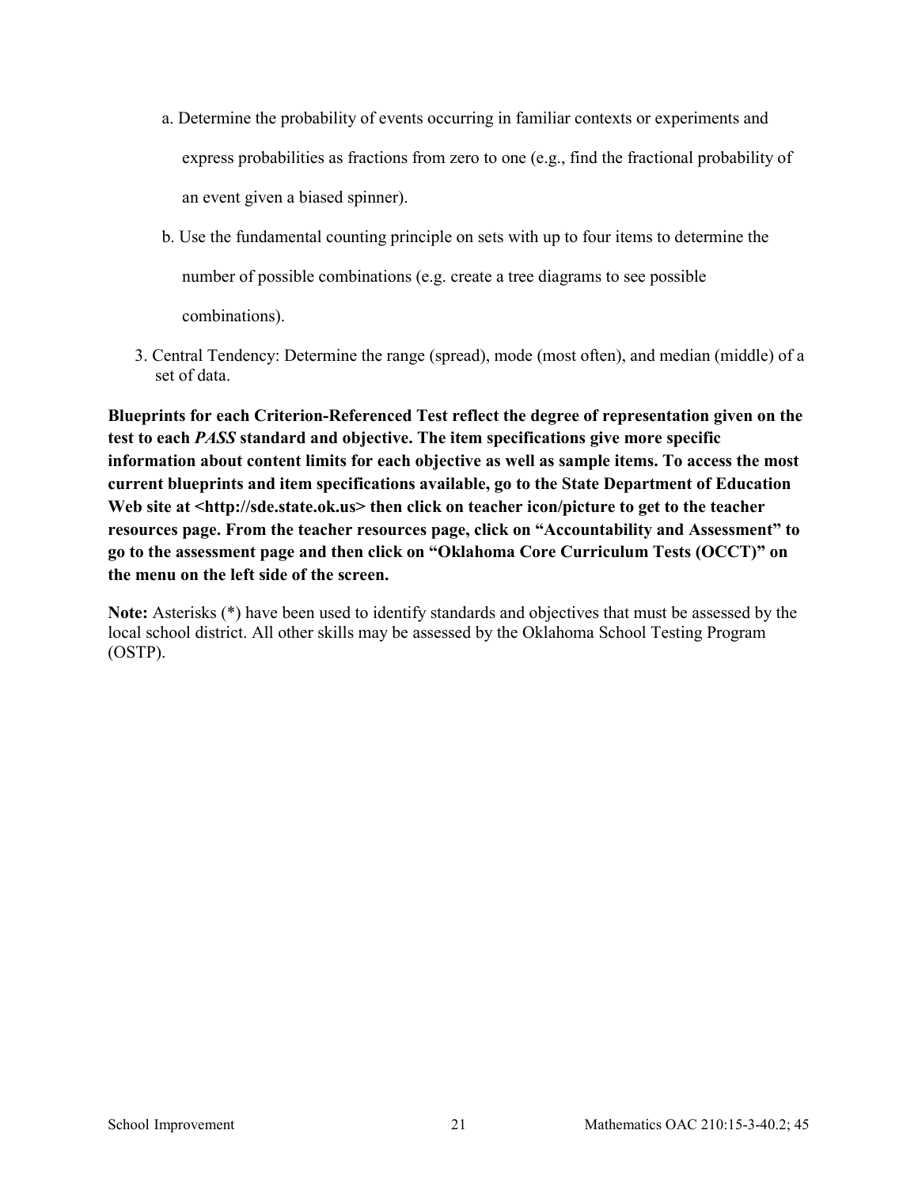a. Determine the probability of events occurring in familiar contexts or experiments and express probabilities as fractions from zero to one (e.g., find the fractional probability of an event given a biased spinner).

b. Use the fundamental counting principle on sets with up to four items to determine the number of possible combinations (e.g. create a tree diagrams to see possible combinations).

3. Central Tendency: Determine the range (spread), mode (most often), and median (middle) of a set of data.

**Blueprints for each Criterion-Referenced Test reflect the degree of representation given on the test to each *PASS* standard and objective. The item specifications give more specific information about content limits for each objective as well as sample items. To access the most current blueprints and item specifications available, go to the State Department of Education Web site at <http://sde.state.ok.us> then click on teacher icon/picture to get to the teacher resources page. From the teacher resources page, click on "Accountability and Assessment" to go to the assessment page and then click on "Oklahoma Core Curriculum Tests (OCCT)" on the menu on the left side of the screen.**

**Note:** Asterisks (*) have been used to identify standards and objectives that must be assessed by the local school district. All other skills may be assessed by the Oklahoma School Testing Program (OSTP).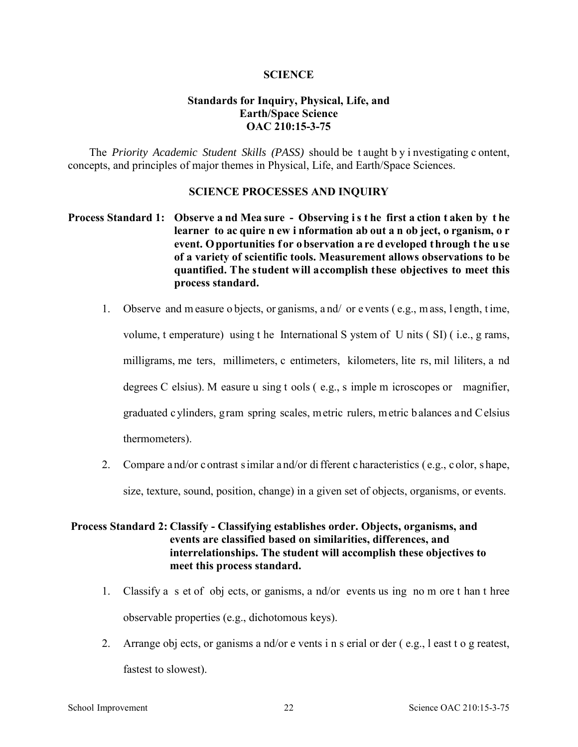# SCIENCE

## Standards for Inquiry, Physical, Life, and Earth/Space Science OAC 210:15-3-75

The *Priority Academic Student Skills (PASS)* should be taught by investigating content, concepts, and principles of major themes in Physical, Life, and Earth/Space Sciences.

## SCIENCE PROCESSES AND INQUIRY

**Process Standard 1: Observe and Measure - Observing is the first action taken by the learner to acquire new information about an object, organism, or event. Opportunities for observation are developed through the use of a variety of scientific tools. Measurement allows observations to be quantified. The student will accomplish these objectives to meet this process standard.**

1. Observe and measure objects, organisms, and/or events (e.g., mass, length, time, volume, temperature) using the International System of Units (SI) (i.e., grams, milligrams, meters, millimeters, centimeters, kilometers, liters, milliliters, and degrees Celsius). Measure using tools (e.g., simple microscopes or magnifier, graduated cylinders, gram spring scales, metric rulers, metric balances and Celsius thermometers).
2. Compare and/or contrast similar and/or different characteristics (e.g., color, shape, size, texture, sound, position, change) in a given set of objects, organisms, or events.

**Process Standard 2: Classify - Classifying establishes order. Objects, organisms, and events are classified based on similarities, differences, and interrelationships. The student will accomplish these objectives to meet this process standard.**

1. Classify a set of objects, organisms, and/or events using no more than three observable properties (e.g., dichotomous keys).
2. Arrange objects, organisms and/or events in serial order (e.g., least to greatest, fastest to slowest).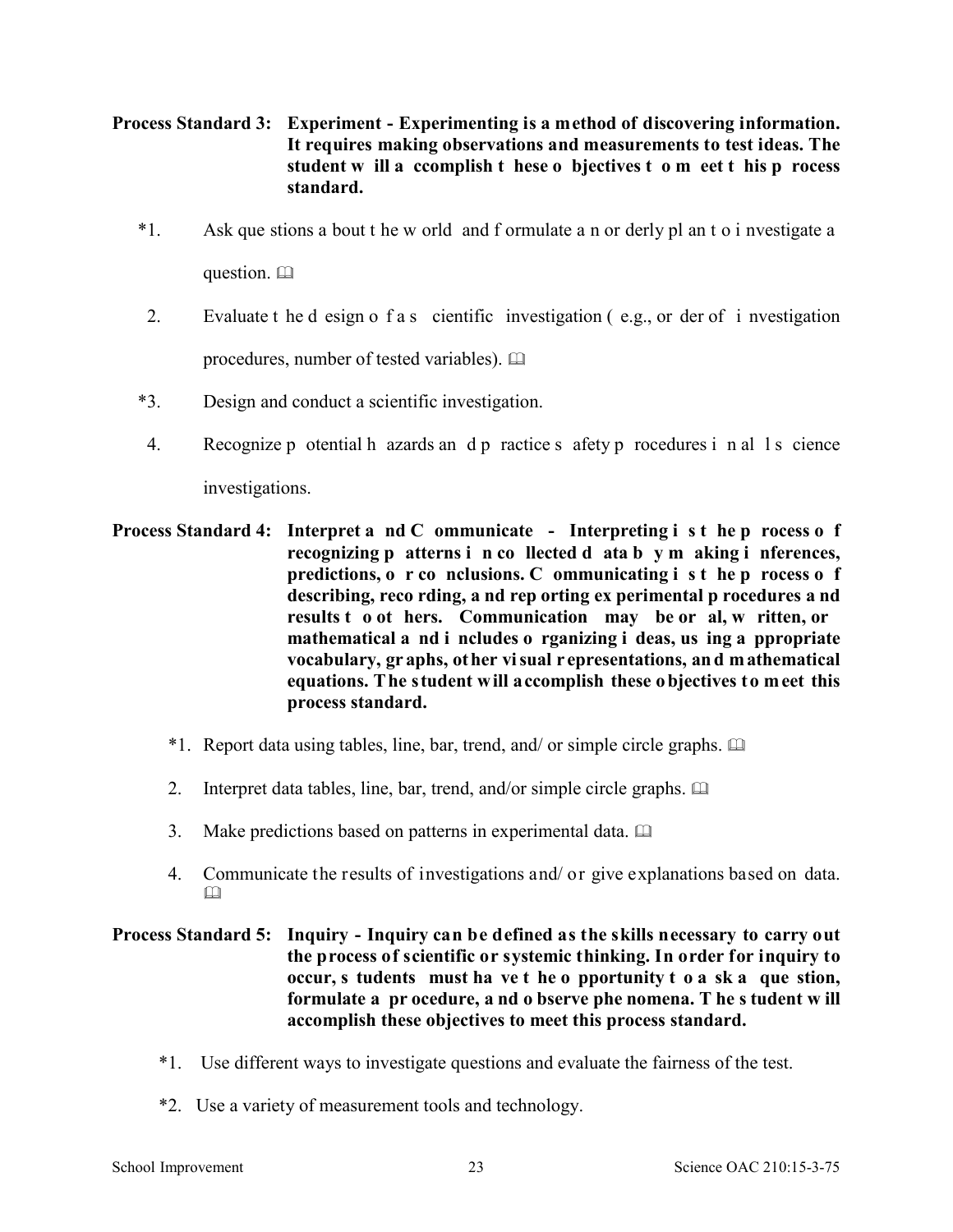**Process Standard 3: Experiment - Experimenting is a method of discovering information. It requires making observations and measurements to test ideas. The student will accomplish these objectives to meet this process standard.**

*1. Ask questions about the world and formulate an orderly plan to investigate a question. 📖

2. Evaluate the design of a scientific investigation (e.g., order of investigation procedures, number of tested variables). 📖

*3. Design and conduct a scientific investigation.

4. Recognize potential hazards and practice safety procedures in all science investigations.

**Process Standard 4: Interpret and Communicate - Interpreting is the process of recognizing patterns in collected data by making inferences, predictions, or conclusions. Communicating is the process of describing, recording, and reporting experimental procedures and results to others. Communication may be oral, written, or mathematical and includes organizing ideas, using appropriate vocabulary, graphs, other visual representations, and mathematical equations. The student will accomplish these objectives to meet this process standard.**

*1. Report data using tables, line, bar, trend, and/ or simple circle graphs. 📖

2. Interpret data tables, line, bar, trend, and/or simple circle graphs. 📖

3. Make predictions based on patterns in experimental data. 📖

4. Communicate the results of investigations and/ or give explanations based on data. 📖

**Process Standard 5: Inquiry - Inquiry can be defined as the skills necessary to carry out the process of scientific or systemic thinking. In order for inquiry to occur, students must have the opportunity to ask a question, formulate a procedure, and observe phenomena. The student will accomplish these objectives to meet this process standard.**

*1. Use different ways to investigate questions and evaluate the fairness of the test.

*2. Use a variety of measurement tools and technology.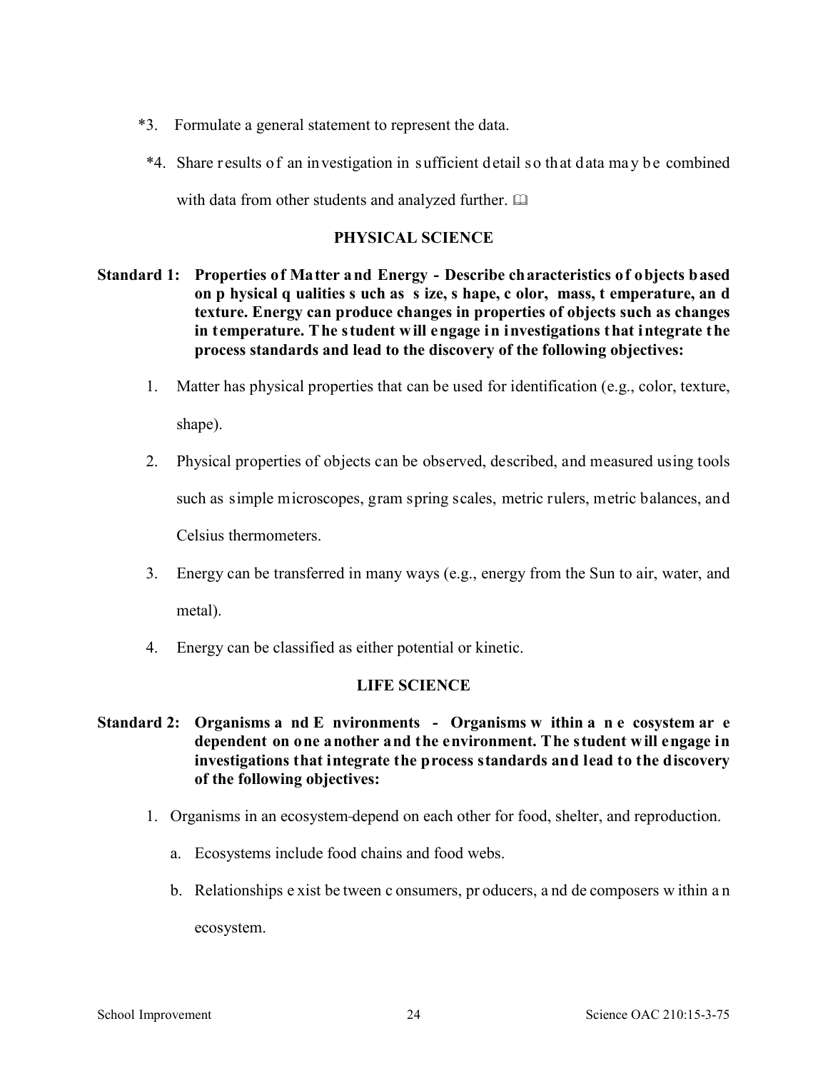*3. Formulate a general statement to represent the data.

*4. Share results of an investigation in sufficient detail so that data may be combined with data from other students and analyzed further. 📖

## PHYSICAL SCIENCE

**Standard 1: Properties of Matter and Energy - Describe characteristics of objects based on physical qualities such as size, shape, color, mass, temperature, and texture. Energy can produce changes in properties of objects such as changes in temperature. The student will engage in investigations that integrate the process standards and lead to the discovery of the following objectives:**

1. Matter has physical properties that can be used for identification (e.g., color, texture, shape).
2. Physical properties of objects can be observed, described, and measured using tools such as simple microscopes, gram spring scales, metric rulers, metric balances, and Celsius thermometers.
3. Energy can be transferred in many ways (e.g., energy from the Sun to air, water, and metal).
4. Energy can be classified as either potential or kinetic.

## LIFE SCIENCE

**Standard 2: Organisms and Environments - Organisms within an ecosystem are dependent on one another and the environment. The student will engage in investigations that integrate the process standards and lead to the discovery of the following objectives:**

1. Organisms in an ecosystem depend on each other for food, shelter, and reproduction.
   a. Ecosystems include food chains and food webs.
   b. Relationships exist between consumers, producers, and decomposers within an ecosystem.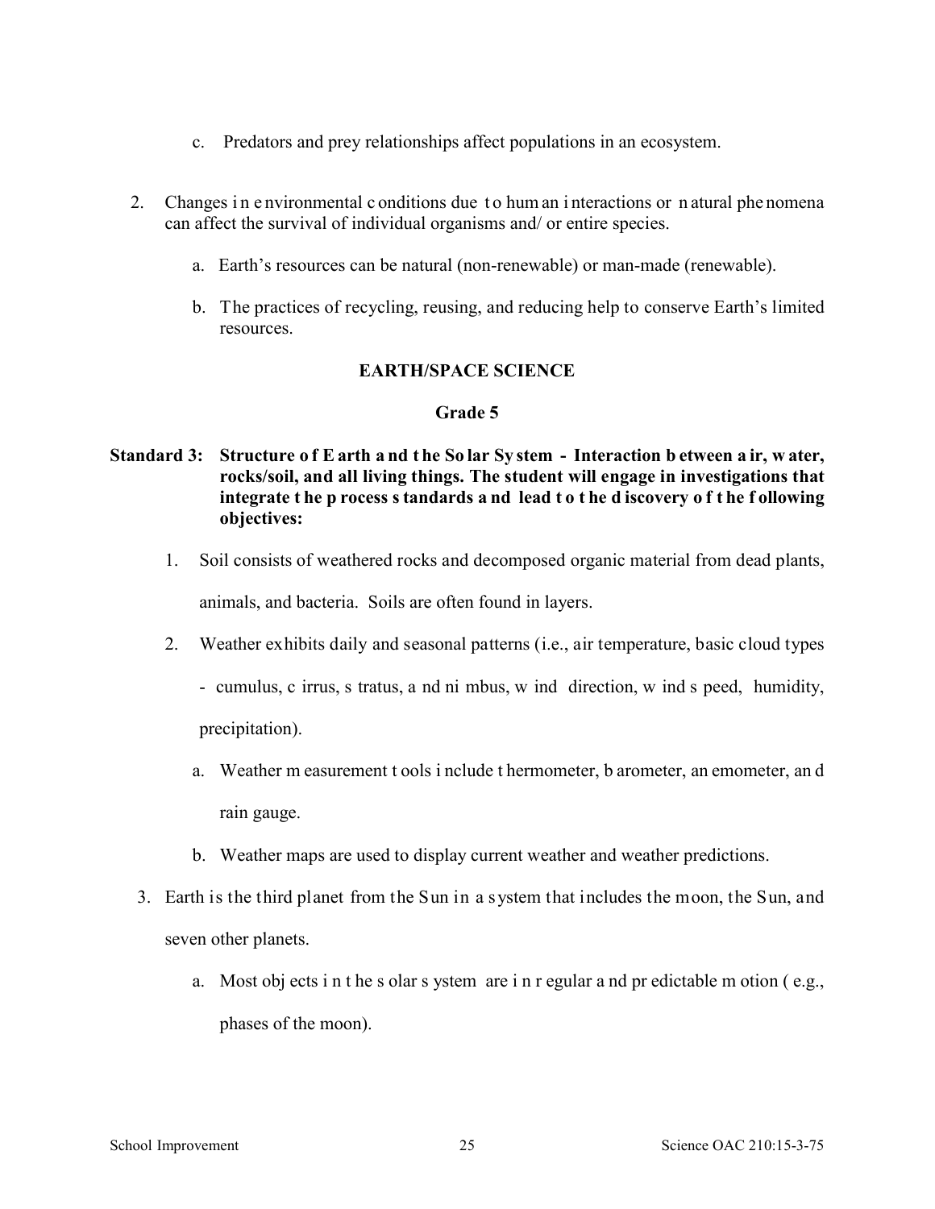c. Predators and prey relationships affect populations in an ecosystem.

2. Changes in environmental conditions due to human interactions or natural phenomena can affect the survival of individual organisms and/ or entire species.

   a. Earth's resources can be natural (non-renewable) or man-made (renewable).

   b. The practices of recycling, reusing, and reducing help to conserve Earth's limited resources.

## EARTH/SPACE SCIENCE

### Grade 5

**Standard 3: Structure of Earth and the Solar System - Interaction between air, water, rocks/soil, and all living things. The student will engage in investigations that integrate the process standards and lead to the discovery of the following objectives:**

1. Soil consists of weathered rocks and decomposed organic material from dead plants, animals, and bacteria. Soils are often found in layers.

2. Weather exhibits daily and seasonal patterns (i.e., air temperature, basic cloud types - cumulus, cirrus, stratus, and nimbus, wind direction, wind speed, humidity, precipitation).

   a. Weather measurement tools include thermometer, barometer, anemometer, and rain gauge.

   b. Weather maps are used to display current weather and weather predictions.

3. Earth is the third planet from the Sun in a system that includes the moon, the Sun, and seven other planets.

   a. Most objects in the solar system are in regular and predictable motion (e.g., phases of the moon).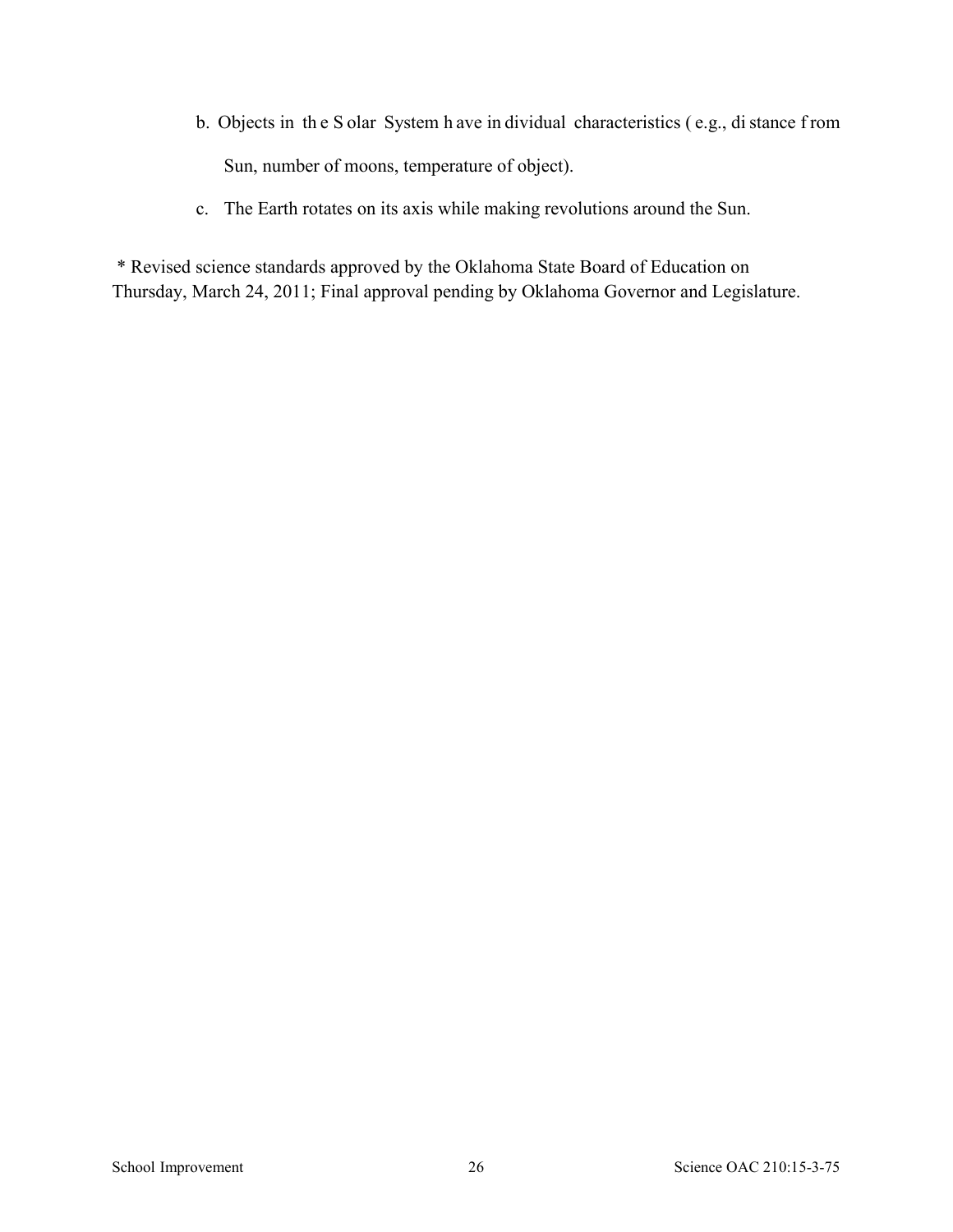b. Objects in the Solar System have individual characteristics (e.g., distance from Sun, number of moons, temperature of object).

c. The Earth rotates on its axis while making revolutions around the Sun.

* Revised science standards approved by the Oklahoma State Board of Education on Thursday, March 24, 2011; Final approval pending by Oklahoma Governor and Legislature.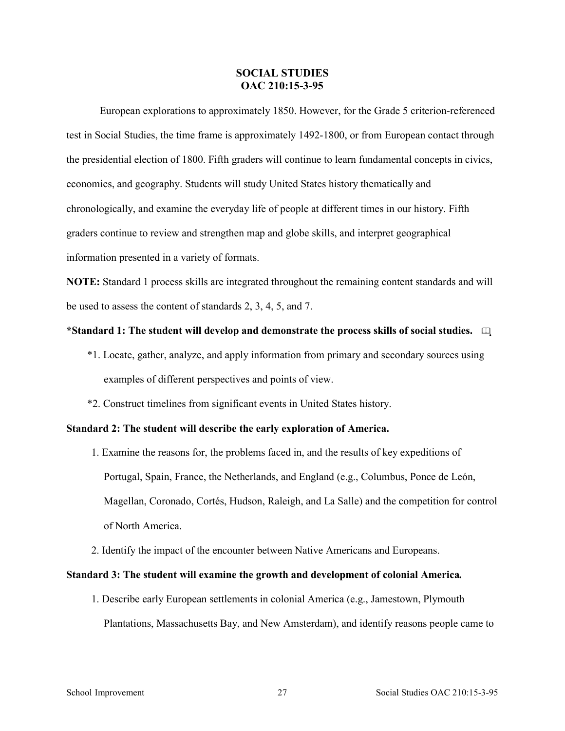# SOCIAL STUDIES
## OAC 210:15-3-95

European explorations to approximately 1850. However, for the Grade 5 criterion-referenced test in Social Studies, the time frame is approximately 1492-1800, or from European contact through the presidential election of 1800. Fifth graders will continue to learn fundamental concepts in civics, economics, and geography. Students will study United States history thematically and chronologically, and examine the everyday life of people at different times in our history. Fifth graders continue to review and strengthen map and globe skills, and interpret geographical information presented in a variety of formats.

**NOTE:** Standard 1 process skills are integrated throughout the remaining content standards and will be used to assess the content of standards 2, 3, 4, 5, and 7.

**\*Standard 1: The student will develop and demonstrate the process skills of social studies.** 🕮

\*1. Locate, gather, analyze, and apply information from primary and secondary sources using examples of different perspectives and points of view.

\*2. Construct timelines from significant events in United States history.

**Standard 2: The student will describe the early exploration of America.**

1. Examine the reasons for, the problems faced in, and the results of key expeditions of Portugal, Spain, France, the Netherlands, and England (e.g., Columbus, Ponce de León, Magellan, Coronado, Cortés, Hudson, Raleigh, and La Salle) and the competition for control of North America.
2. Identify the impact of the encounter between Native Americans and Europeans.

**Standard 3: The student will examine the growth and development of colonial America.**

1. Describe early European settlements in colonial America (e.g., Jamestown, Plymouth Plantations, Massachusetts Bay, and New Amsterdam), and identify reasons people came to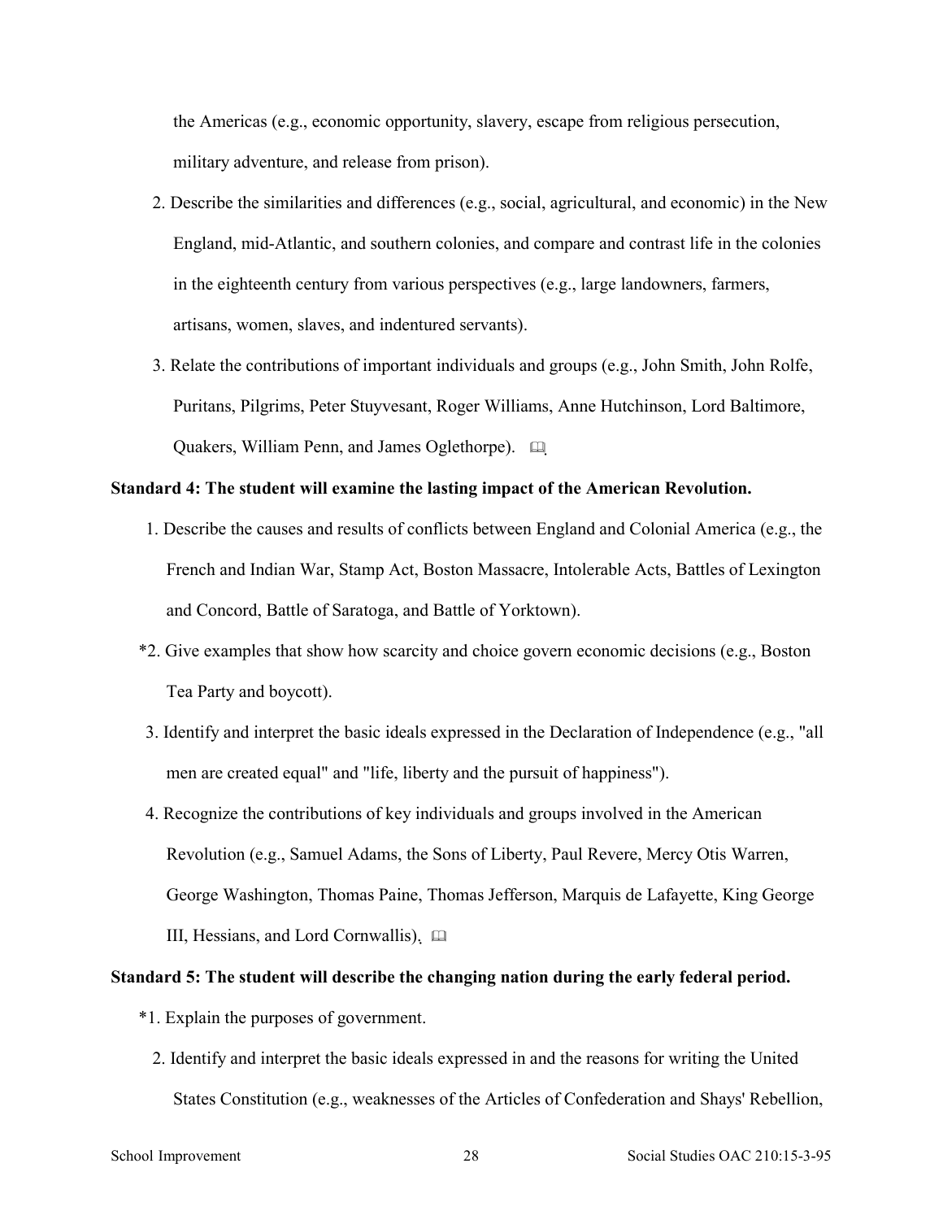the Americas (e.g., economic opportunity, slavery, escape from religious persecution, military adventure, and release from prison).

2. Describe the similarities and differences (e.g., social, agricultural, and economic) in the New England, mid-Atlantic, and southern colonies, and compare and contrast life in the colonies in the eighteenth century from various perspectives (e.g., large landowners, farmers, artisans, women, slaves, and indentured servants).

3. Relate the contributions of important individuals and groups (e.g., John Smith, John Rolfe, Puritans, Pilgrims, Peter Stuyvesant, Roger Williams, Anne Hutchinson, Lord Baltimore, Quakers, William Penn, and James Oglethorpe). 🕮

**Standard 4: The student will examine the lasting impact of the American Revolution.**

1. Describe the causes and results of conflicts between England and Colonial America (e.g., the French and Indian War, Stamp Act, Boston Massacre, Intolerable Acts, Battles of Lexington and Concord, Battle of Saratoga, and Battle of Yorktown).

*2. Give examples that show how scarcity and choice govern economic decisions (e.g., Boston Tea Party and boycott).

3. Identify and interpret the basic ideals expressed in the Declaration of Independence (e.g., "all men are created equal" and "life, liberty and the pursuit of happiness").

4. Recognize the contributions of key individuals and groups involved in the American Revolution (e.g., Samuel Adams, the Sons of Liberty, Paul Revere, Mercy Otis Warren, George Washington, Thomas Paine, Thomas Jefferson, Marquis de Lafayette, King George III, Hessians, and Lord Cornwallis). 🕮

**Standard 5: The student will describe the changing nation during the early federal period.**

*1. Explain the purposes of government.

2. Identify and interpret the basic ideals expressed in and the reasons for writing the United States Constitution (e.g., weaknesses of the Articles of Confederation and Shays' Rebellion,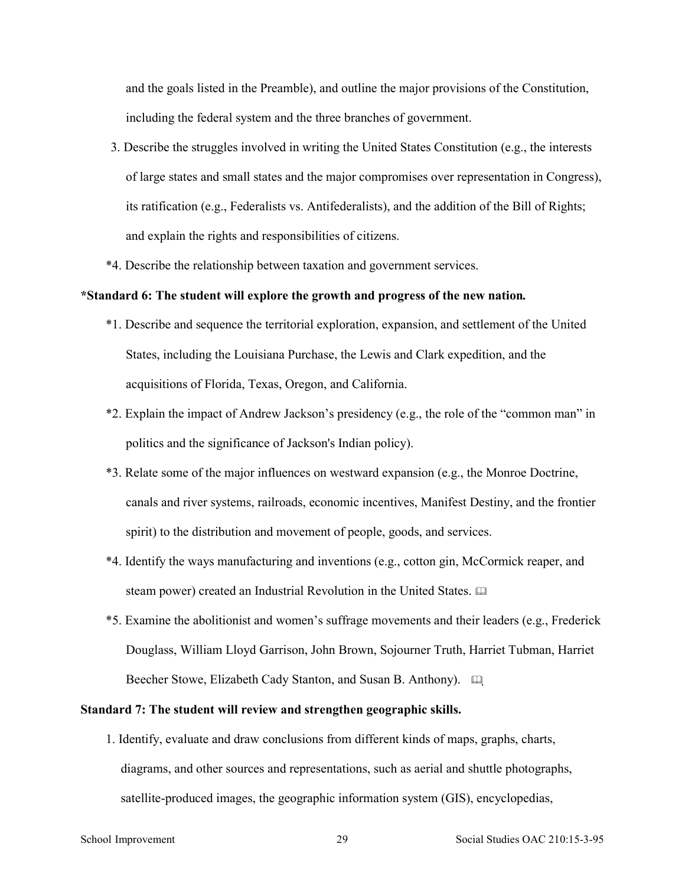and the goals listed in the Preamble), and outline the major provisions of the Constitution, including the federal system and the three branches of government.

3. Describe the struggles involved in writing the United States Constitution (e.g., the interests of large states and small states and the major compromises over representation in Congress), its ratification (e.g., Federalists vs. Antifederalists), and the addition of the Bill of Rights; and explain the rights and responsibilities of citizens.

*4. Describe the relationship between taxation and government services.

**\*Standard 6: The student will explore the growth and progress of the new nation.**

*1. Describe and sequence the territorial exploration, expansion, and settlement of the United States, including the Louisiana Purchase, the Lewis and Clark expedition, and the acquisitions of Florida, Texas, Oregon, and California.

*2. Explain the impact of Andrew Jackson's presidency (e.g., the role of the "common man" in politics and the significance of Jackson's Indian policy).

*3. Relate some of the major influences on westward expansion (e.g., the Monroe Doctrine, canals and river systems, railroads, economic incentives, Manifest Destiny, and the frontier spirit) to the distribution and movement of people, goods, and services.

*4. Identify the ways manufacturing and inventions (e.g., cotton gin, McCormick reaper, and steam power) created an Industrial Revolution in the United States. 🕮

*5. Examine the abolitionist and women's suffrage movements and their leaders (e.g., Frederick Douglass, William Lloyd Garrison, John Brown, Sojourner Truth, Harriet Tubman, Harriet Beecher Stowe, Elizabeth Cady Stanton, and Susan B. Anthony). 🕮

**Standard 7: The student will review and strengthen geographic skills.**

1. Identify, evaluate and draw conclusions from different kinds of maps, graphs, charts, diagrams, and other sources and representations, such as aerial and shuttle photographs, satellite-produced images, the geographic information system (GIS), encyclopedias,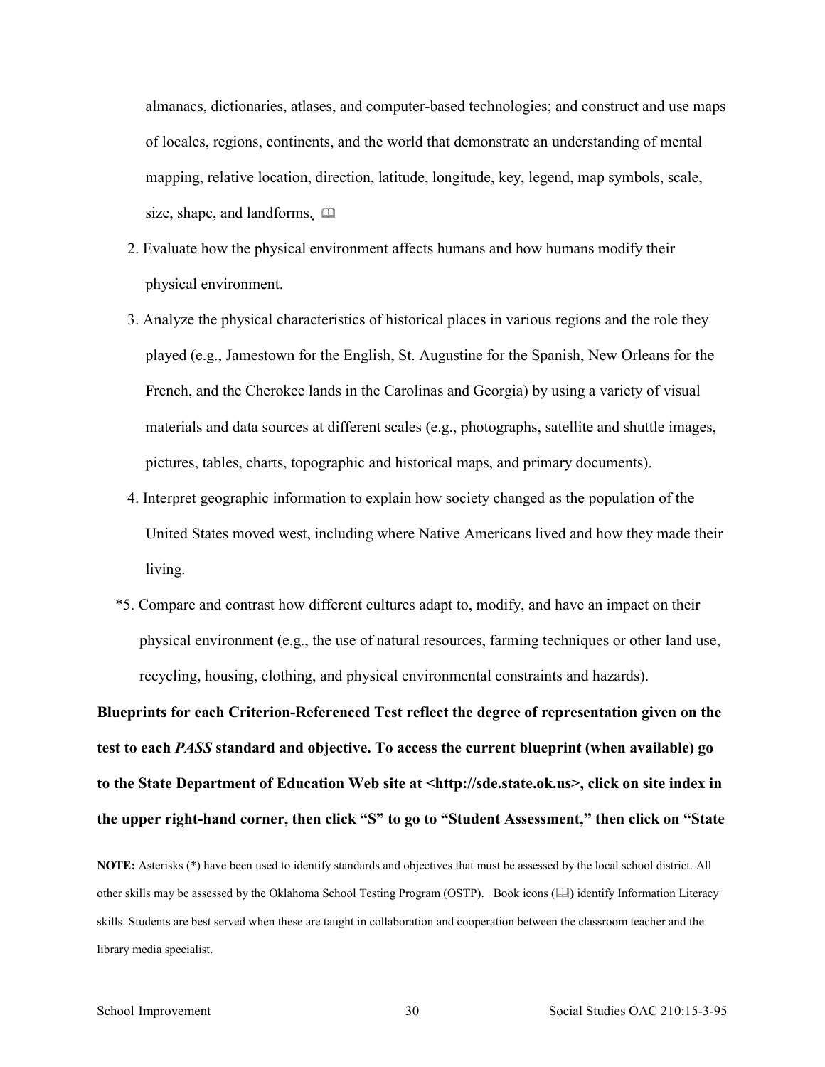almanacs, dictionaries, atlases, and computer-based technologies; and construct and use maps of locales, regions, continents, and the world that demonstrate an understanding of mental mapping, relative location, direction, latitude, longitude, key, legend, map symbols, scale, size, shape, and landforms. 🕮

2. Evaluate how the physical environment affects humans and how humans modify their physical environment.
3. Analyze the physical characteristics of historical places in various regions and the role they played (e.g., Jamestown for the English, St. Augustine for the Spanish, New Orleans for the French, and the Cherokee lands in the Carolinas and Georgia) by using a variety of visual materials and data sources at different scales (e.g., photographs, satellite and shuttle images, pictures, tables, charts, topographic and historical maps, and primary documents).
4. Interpret geographic information to explain how society changed as the population of the United States moved west, including where Native Americans lived and how they made their living.

*5. Compare and contrast how different cultures adapt to, modify, and have an impact on their physical environment (e.g., the use of natural resources, farming techniques or other land use, recycling, housing, clothing, and physical environmental constraints and hazards).

**Blueprints for each Criterion-Referenced Test reflect the degree of representation given on the test to each *PASS* standard and objective. To access the current blueprint (when available) go to the State Department of Education Web site at <http://sde.state.ok.us>, click on site index in the upper right-hand corner, then click "S" to go to "Student Assessment," then click on "State**

**NOTE:** Asterisks (*) have been used to identify standards and objectives that must be assessed by the local school district. All other skills may be assessed by the Oklahoma School Testing Program (OSTP). Book icons (🕮) identify Information Literacy skills. Students are best served when these are taught in collaboration and cooperation between the classroom teacher and the library media specialist.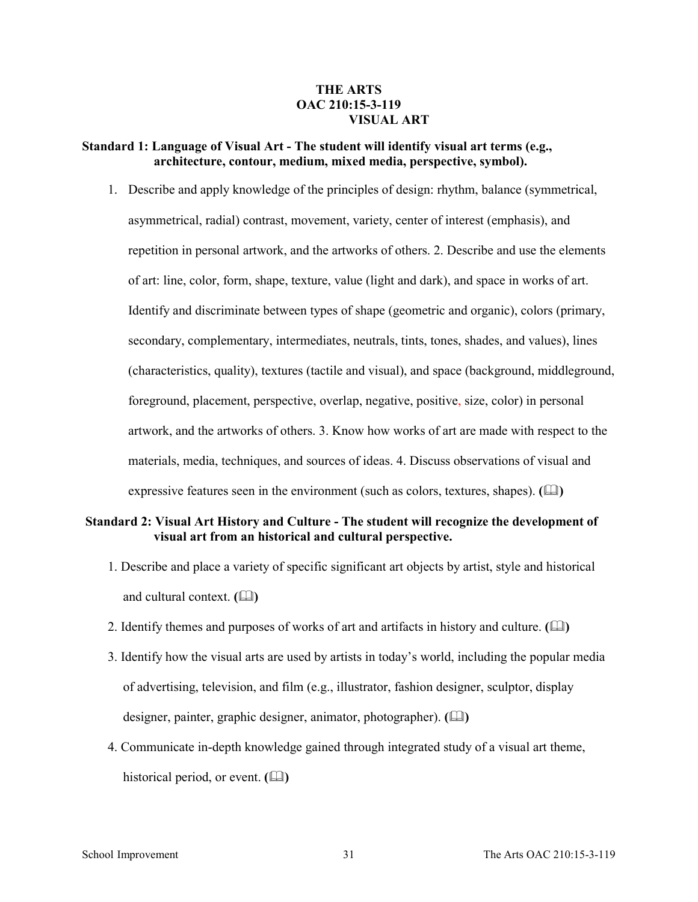# THE ARTS
## OAC 210:15-3-119
## VISUAL ART

**Standard 1: Language of Visual Art - The student will identify visual art terms (e.g., architecture, contour, medium, mixed media, perspective, symbol).**

1. Describe and apply knowledge of the principles of design: rhythm, balance (symmetrical, asymmetrical, radial) contrast, movement, variety, center of interest (emphasis), and repetition in personal artwork, and the artworks of others. 2. Describe and use the elements of art: line, color, form, shape, texture, value (light and dark), and space in works of art. Identify and discriminate between types of shape (geometric and organic), colors (primary, secondary, complementary, intermediates, neutrals, tints, tones, shades, and values), lines (characteristics, quality), textures (tactile and visual), and space (background, middleground, foreground, placement, perspective, overlap, negative, positive, size, color) in personal artwork, and the artworks of others. 3. Know how works of art are made with respect to the materials, media, techniques, and sources of ideas. 4. Discuss observations of visual and expressive features seen in the environment (such as colors, textures, shapes). **(📖)**

**Standard 2: Visual Art History and Culture - The student will recognize the development of visual art from an historical and cultural perspective.**

1. Describe and place a variety of specific significant art objects by artist, style and historical and cultural context. **(📖)**
2. Identify themes and purposes of works of art and artifacts in history and culture. **(📖)**
3. Identify how the visual arts are used by artists in today's world, including the popular media of advertising, television, and film (e.g., illustrator, fashion designer, sculptor, display designer, painter, graphic designer, animator, photographer). **(📖)**
4. Communicate in-depth knowledge gained through integrated study of a visual art theme, historical period, or event. **(📖)**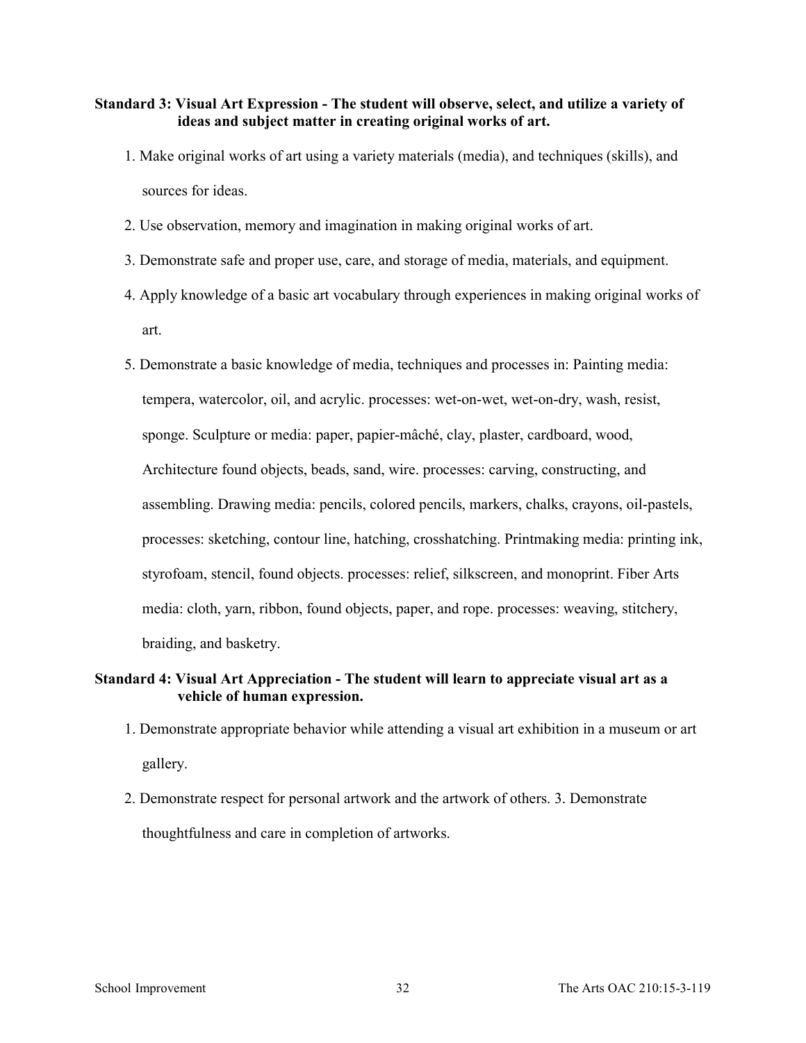**Standard 3: Visual Art Expression - The student will observe, select, and utilize a variety of ideas and subject matter in creating original works of art.**

1. Make original works of art using a variety materials (media), and techniques (skills), and sources for ideas.
2. Use observation, memory and imagination in making original works of art.
3. Demonstrate safe and proper use, care, and storage of media, materials, and equipment.
4. Apply knowledge of a basic art vocabulary through experiences in making original works of art.
5. Demonstrate a basic knowledge of media, techniques and processes in: Painting media: tempera, watercolor, oil, and acrylic. processes: wet-on-wet, wet-on-dry, wash, resist, sponge. Sculpture or media: paper, papier-mâché, clay, plaster, cardboard, wood, Architecture found objects, beads, sand, wire. processes: carving, constructing, and assembling. Drawing media: pencils, colored pencils, markers, chalks, crayons, oil-pastels, processes: sketching, contour line, hatching, crosshatching. Printmaking media: printing ink, styrofoam, stencil, found objects. processes: relief, silkscreen, and monoprint. Fiber Arts media: cloth, yarn, ribbon, found objects, paper, and rope. processes: weaving, stitchery, braiding, and basketry.

**Standard 4: Visual Art Appreciation - The student will learn to appreciate visual art as a vehicle of human expression.**

1. Demonstrate appropriate behavior while attending a visual art exhibition in a museum or art gallery.
2. Demonstrate respect for personal artwork and the artwork of others. 3. Demonstrate thoughtfulness and care in completion of artworks.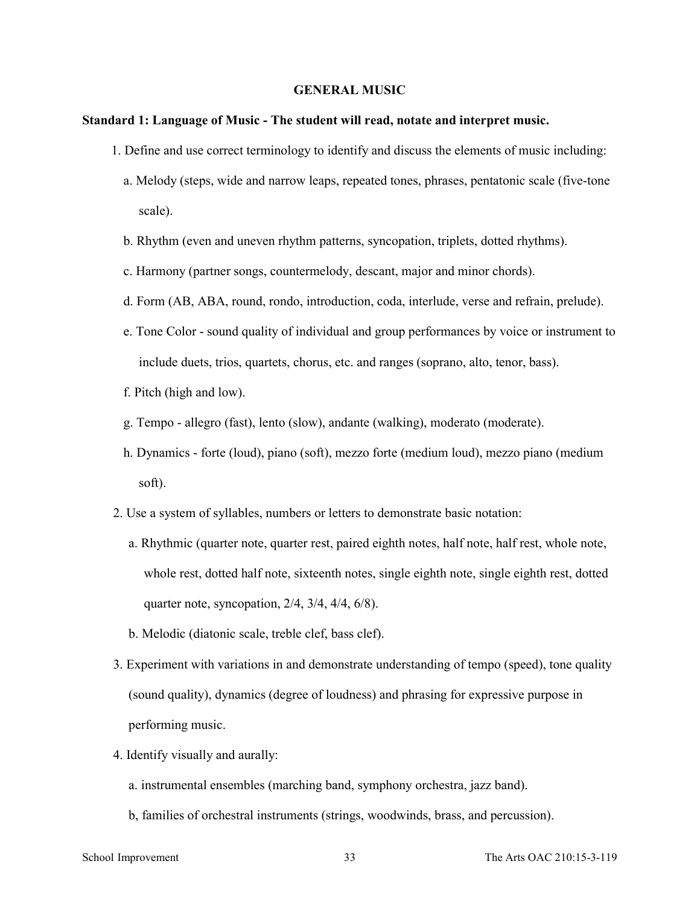## GENERAL MUSIC

**Standard 1: Language of Music - The student will read, notate and interpret music.**

1. Define and use correct terminology to identify and discuss the elements of music including:
   a. Melody (steps, wide and narrow leaps, repeated tones, phrases, pentatonic scale (five-tone scale).
   b. Rhythm (even and uneven rhythm patterns, syncopation, triplets, dotted rhythms).
   c. Harmony (partner songs, countermelody, descant, major and minor chords).
   d. Form (AB, ABA, round, rondo, introduction, coda, interlude, verse and refrain, prelude).
   e. Tone Color - sound quality of individual and group performances by voice or instrument to include duets, trios, quartets, chorus, etc. and ranges (soprano, alto, tenor, bass).
   f. Pitch (high and low).
   g. Tempo - allegro (fast), lento (slow), andante (walking), moderato (moderate).
   h. Dynamics - forte (loud), piano (soft), mezzo forte (medium loud), mezzo piano (medium soft).
2. Use a system of syllables, numbers or letters to demonstrate basic notation:
   a. Rhythmic (quarter note, quarter rest, paired eighth notes, half note, half rest, whole note, whole rest, dotted half note, sixteenth notes, single eighth note, single eighth rest, dotted quarter note, syncopation, 2/4, 3/4, 4/4, 6/8).
   b. Melodic (diatonic scale, treble clef, bass clef).
3. Experiment with variations in and demonstrate understanding of tempo (speed), tone quality (sound quality), dynamics (degree of loudness) and phrasing for expressive purpose in performing music.
4. Identify visually and aurally:
   a. instrumental ensembles (marching band, symphony orchestra, jazz band).
   b, families of orchestral instruments (strings, woodwinds, brass, and percussion).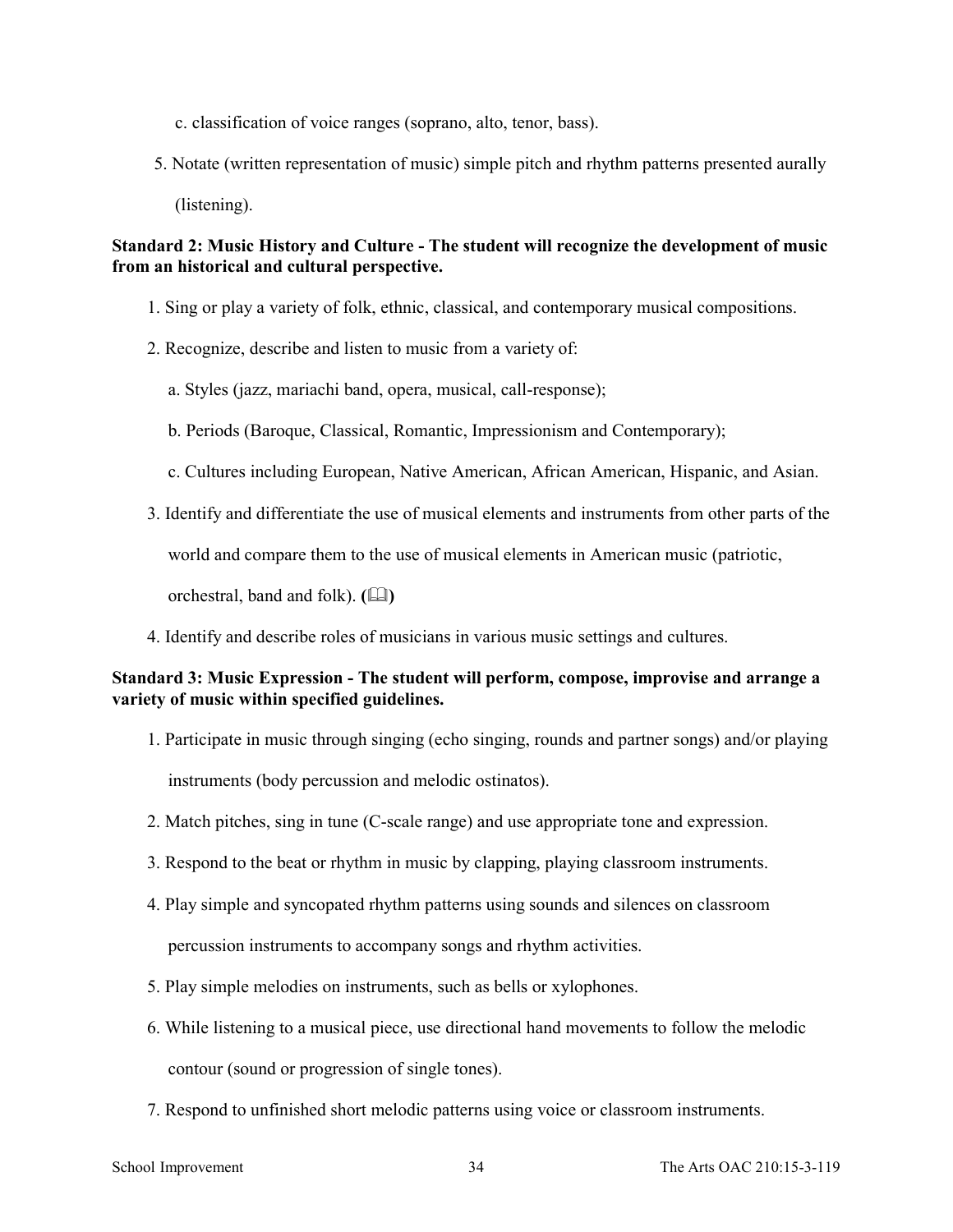c. classification of voice ranges (soprano, alto, tenor, bass).

5. Notate (written representation of music) simple pitch and rhythm patterns presented aurally (listening).

**Standard 2: Music History and Culture - The student will recognize the development of music from an historical and cultural perspective.**

1. Sing or play a variety of folk, ethnic, classical, and contemporary musical compositions.
2. Recognize, describe and listen to music from a variety of:
   a. Styles (jazz, mariachi band, opera, musical, call-response);
   b. Periods (Baroque, Classical, Romantic, Impressionism and Contemporary);
   c. Cultures including European, Native American, African American, Hispanic, and Asian.
3. Identify and differentiate the use of musical elements and instruments from other parts of the world and compare them to the use of musical elements in American music (patriotic, orchestral, band and folk). **(📖)**
4. Identify and describe roles of musicians in various music settings and cultures.

**Standard 3: Music Expression - The student will perform, compose, improvise and arrange a variety of music within specified guidelines.**

1. Participate in music through singing (echo singing, rounds and partner songs) and/or playing instruments (body percussion and melodic ostinatos).
2. Match pitches, sing in tune (C-scale range) and use appropriate tone and expression.
3. Respond to the beat or rhythm in music by clapping, playing classroom instruments.
4. Play simple and syncopated rhythm patterns using sounds and silences on classroom percussion instruments to accompany songs and rhythm activities.
5. Play simple melodies on instruments, such as bells or xylophones.
6. While listening to a musical piece, use directional hand movements to follow the melodic contour (sound or progression of single tones).
7. Respond to unfinished short melodic patterns using voice or classroom instruments.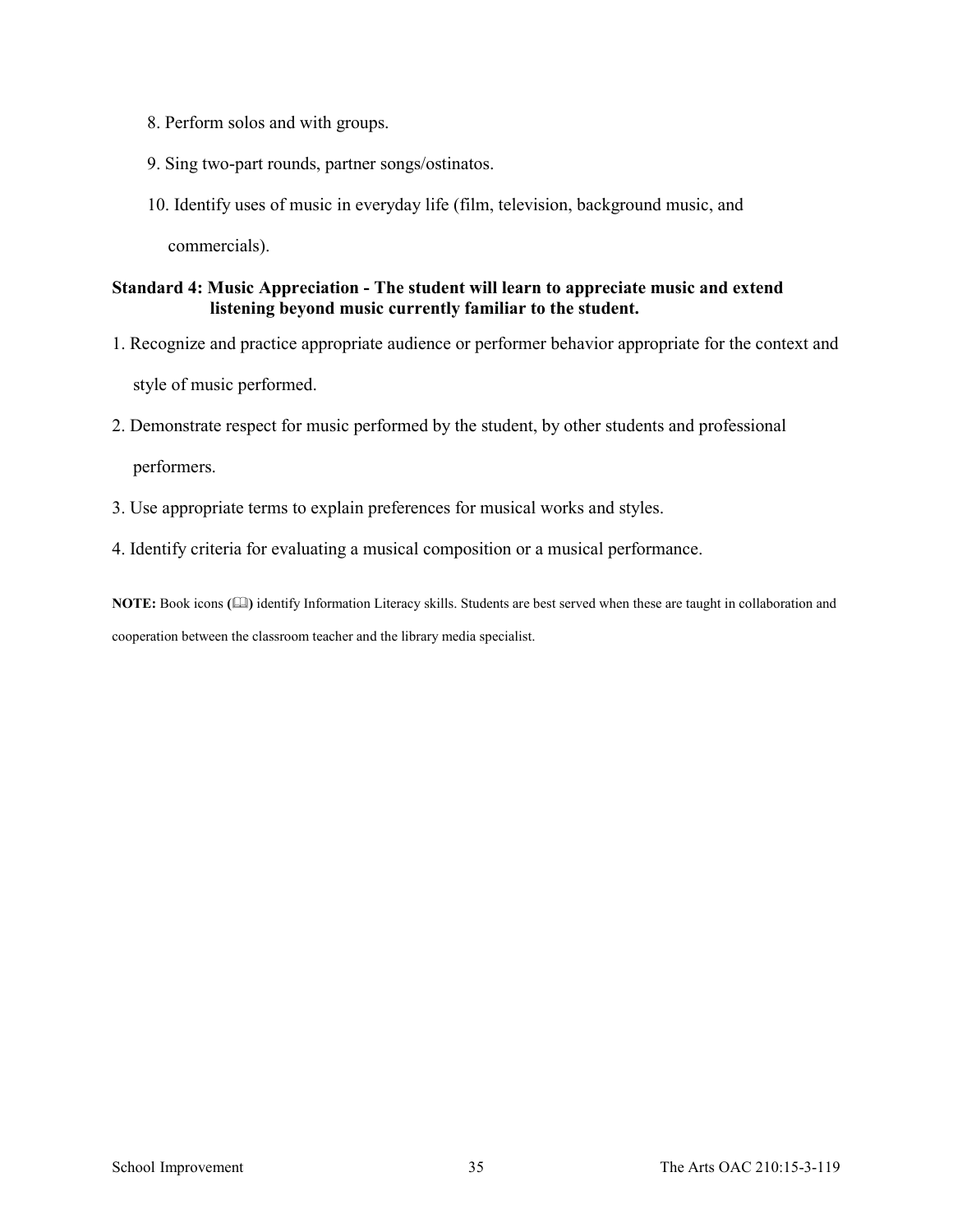8. Perform solos and with groups.

9. Sing two-part rounds, partner songs/ostinatos.

10. Identify uses of music in everyday life (film, television, background music, and commercials).

**Standard 4: Music Appreciation - The student will learn to appreciate music and extend listening beyond music currently familiar to the student.**

1. Recognize and practice appropriate audience or performer behavior appropriate for the context and style of music performed.

2. Demonstrate respect for music performed by the student, by other students and professional performers.

3. Use appropriate terms to explain preferences for musical works and styles.

4. Identify criteria for evaluating a musical composition or a musical performance.

**NOTE:** Book icons **(📖)** identify Information Literacy skills. Students are best served when these are taught in collaboration and cooperation between the classroom teacher and the library media specialist.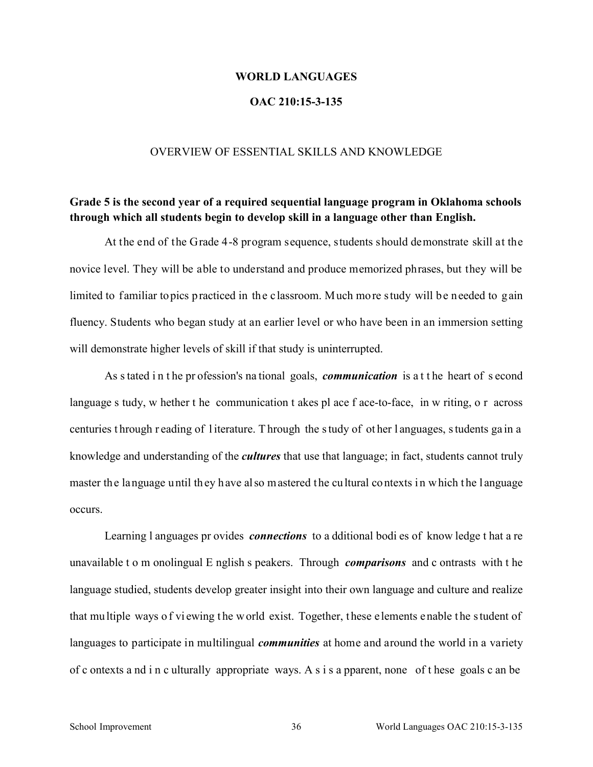# WORLD LANGUAGES

## OAC 210:15-3-135

### OVERVIEW OF ESSENTIAL SKILLS AND KNOWLEDGE

**Grade 5 is the second year of a required sequential language program in Oklahoma schools through which all students begin to develop skill in a language other than English.**

At the end of the Grade 4-8 program sequence, students should demonstrate skill at the novice level. They will be able to understand and produce memorized phrases, but they will be limited to familiar topics practiced in the classroom. Much more study will be needed to gain fluency. Students who began study at an earlier level or who have been in an immersion setting will demonstrate higher levels of skill if that study is uninterrupted.

As stated in the profession's national goals, ***communication*** is at the heart of second language study, whether the communication takes place face-to-face, in writing, or across centuries through reading of literature. Through the study of other languages, students gain a knowledge and understanding of the ***cultures*** that use that language; in fact, students cannot truly master the language until they have also mastered the cultural contexts in which the language occurs.

Learning languages provides ***connections*** to additional bodies of knowledge that are unavailable to monolingual English speakers. Through ***comparisons*** and contrasts with the language studied, students develop greater insight into their own language and culture and realize that multiple ways of viewing the world exist. Together, these elements enable the student of languages to participate in multilingual ***communities*** at home and around the world in a variety of contexts and in culturally appropriate ways. As is apparent, none of these goals can be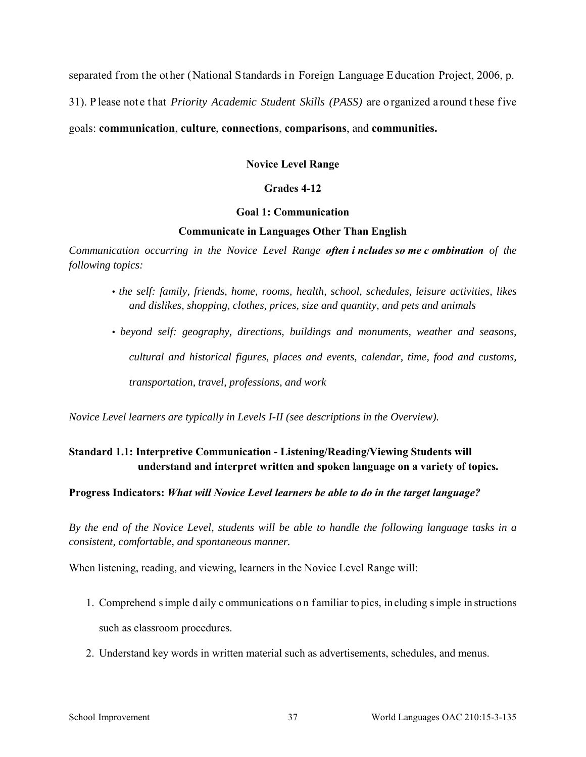separated from the other (National Standards in Foreign Language Education Project, 2006, p. 31). Please note that *Priority Academic Student Skills (PASS)* are organized around these five goals: **communication**, **culture**, **connections**, **comparisons**, and **communities.**

**Novice Level Range**

**Grades 4-12**

**Goal 1: Communication**

**Communicate in Languages Other Than English**

*Communication occurring in the Novice Level Range* ***often includes some combination*** *of the following topics:*

- *the self: family, friends, home, rooms, health, school, schedules, leisure activities, likes and dislikes, shopping, clothes, prices, size and quantity, and pets and animals*
- *beyond self: geography, directions, buildings and monuments, weather and seasons, cultural and historical figures, places and events, calendar, time, food and customs, transportation, travel, professions, and work*

*Novice Level learners are typically in Levels I-II (see descriptions in the Overview).*

**Standard 1.1: Interpretive Communication - Listening/Reading/Viewing Students will understand and interpret written and spoken language on a variety of topics.**

**Progress Indicators:** ***What will Novice Level learners be able to do in the target language?***

*By the end of the Novice Level, students will be able to handle the following language tasks in a consistent, comfortable, and spontaneous manner.*

When listening, reading, and viewing, learners in the Novice Level Range will:

1. Comprehend simple daily communications on familiar topics, including simple instructions such as classroom procedures.
2. Understand key words in written material such as advertisements, schedules, and menus.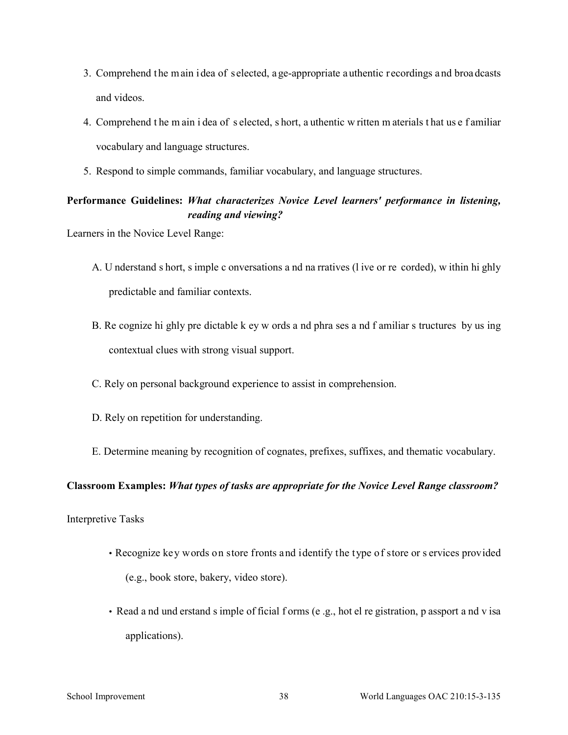3. Comprehend the main idea of selected, age-appropriate authentic recordings and broadcasts and videos.
4. Comprehend the main idea of selected, short, authentic written materials that use familiar vocabulary and language structures.
5. Respond to simple commands, familiar vocabulary, and language structures.

**Performance Guidelines:** ***What characterizes Novice Level learners' performance in listening, reading and viewing?***

Learners in the Novice Level Range:

A. Understand short, simple conversations and narratives (live or recorded), within highly predictable and familiar contexts.

B. Recognize highly predictable key words and phrases and familiar structures by using contextual clues with strong visual support.

C. Rely on personal background experience to assist in comprehension.

D. Rely on repetition for understanding.

E. Determine meaning by recognition of cognates, prefixes, suffixes, and thematic vocabulary.

**Classroom Examples:** ***What types of tasks are appropriate for the Novice Level Range classroom?***

Interpretive Tasks

- Recognize key words on store fronts and identify the type of store or services provided (e.g., book store, bakery, video store).
- Read and understand simple official forms (e.g., hotel registration, passport and visa applications).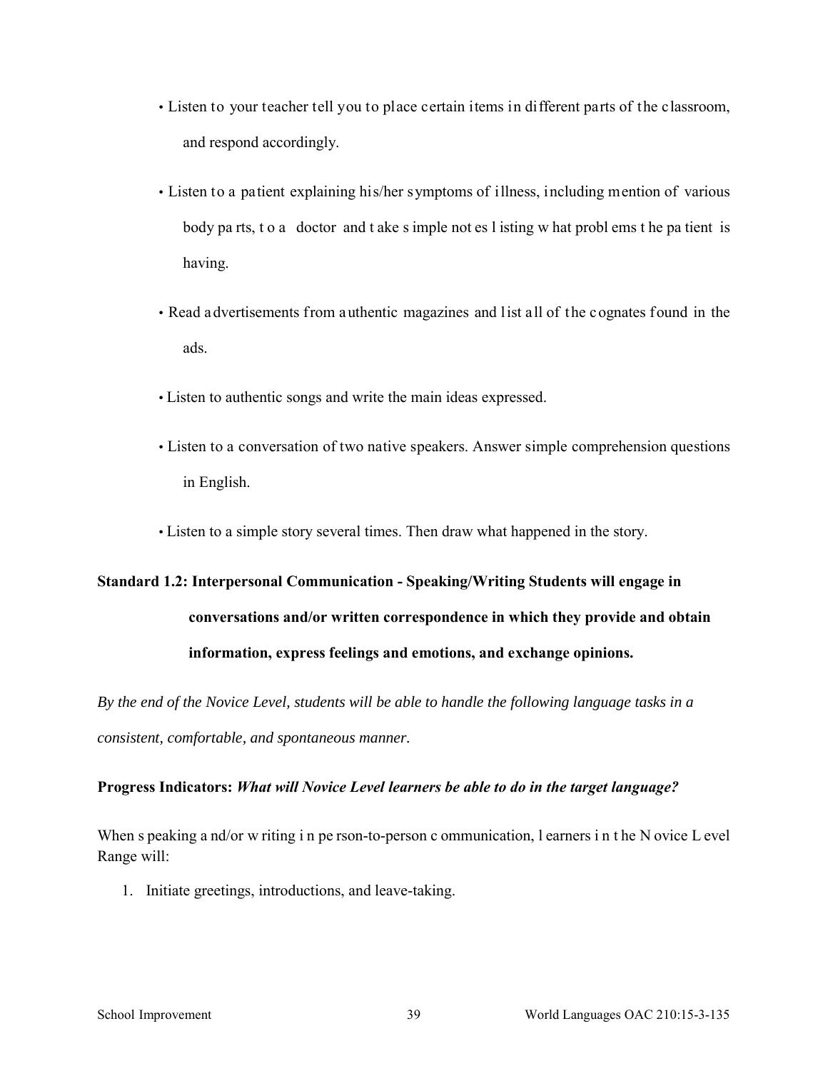- Listen to your teacher tell you to place certain items in different parts of the classroom, and respond accordingly.
- Listen to a patient explaining his/her symptoms of illness, including mention of various body parts, to a doctor and take simple notes listing what problems the patient is having.
- Read advertisements from authentic magazines and list all of the cognates found in the ads.
- Listen to authentic songs and write the main ideas expressed.
- Listen to a conversation of two native speakers. Answer simple comprehension questions in English.
- Listen to a simple story several times. Then draw what happened in the story.

**Standard 1.2: Interpersonal Communication - Speaking/Writing Students will engage in conversations and/or written correspondence in which they provide and obtain information, express feelings and emotions, and exchange opinions.**

*By the end of the Novice Level, students will be able to handle the following language tasks in a consistent, comfortable, and spontaneous manner.*

**Progress Indicators:** ***What will Novice Level learners be able to do in the target language?***

When speaking and/or writing in person-to-person communication, learners in the Novice Level Range will:

1. Initiate greetings, introductions, and leave-taking.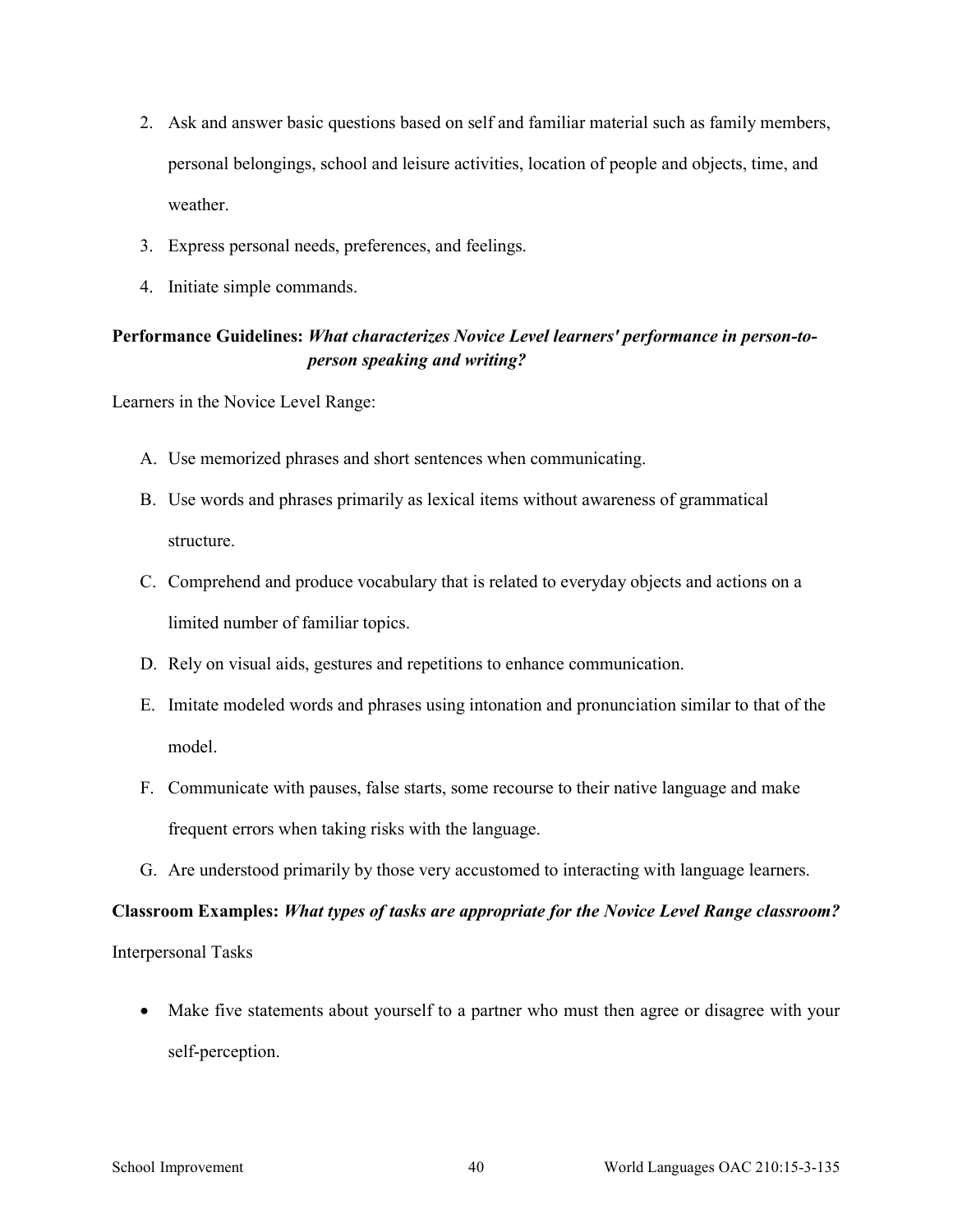2. Ask and answer basic questions based on self and familiar material such as family members, personal belongings, school and leisure activities, location of people and objects, time, and weather.
3. Express personal needs, preferences, and feelings.
4. Initiate simple commands.

**Performance Guidelines:** ***What characterizes Novice Level learners' performance in person-to-person speaking and writing?***

Learners in the Novice Level Range:

A. Use memorized phrases and short sentences when communicating.

B. Use words and phrases primarily as lexical items without awareness of grammatical structure.

C. Comprehend and produce vocabulary that is related to everyday objects and actions on a limited number of familiar topics.

D. Rely on visual aids, gestures and repetitions to enhance communication.

E. Imitate modeled words and phrases using intonation and pronunciation similar to that of the model.

F. Communicate with pauses, false starts, some recourse to their native language and make frequent errors when taking risks with the language.

G. Are understood primarily by those very accustomed to interacting with language learners.

**Classroom Examples:** ***What types of tasks are appropriate for the Novice Level Range classroom?***

Interpersonal Tasks

- Make five statements about yourself to a partner who must then agree or disagree with your self-perception.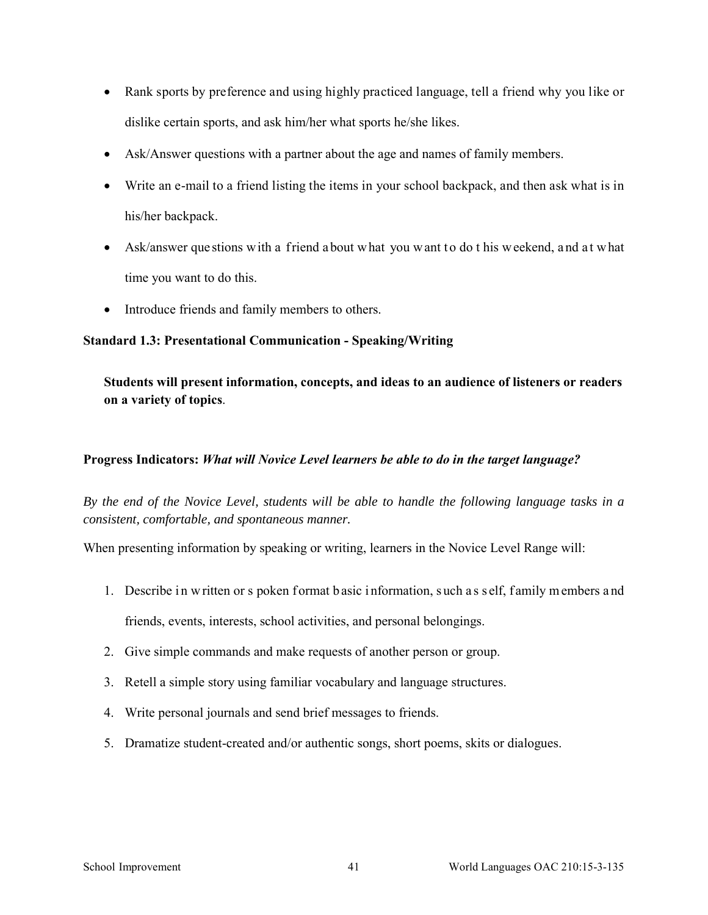- Rank sports by preference and using highly practiced language, tell a friend why you like or dislike certain sports, and ask him/her what sports he/she likes.
- Ask/Answer questions with a partner about the age and names of family members.
- Write an e-mail to a friend listing the items in your school backpack, and then ask what is in his/her backpack.
- Ask/answer questions with a friend about what you want to do this weekend, and at what time you want to do this.
- Introduce friends and family members to others.

**Standard 1.3: Presentational Communication - Speaking/Writing**

> **Students will present information, concepts, and ideas to an audience of listeners or readers on a variety of topics**.

**Progress Indicators:** ***What will Novice Level learners be able to do in the target language?***

*By the end of the Novice Level, students will be able to handle the following language tasks in a consistent, comfortable, and spontaneous manner.*

When presenting information by speaking or writing, learners in the Novice Level Range will:

1. Describe in written or spoken format basic information, such as self, family members and friends, events, interests, school activities, and personal belongings.
2. Give simple commands and make requests of another person or group.
3. Retell a simple story using familiar vocabulary and language structures.
4. Write personal journals and send brief messages to friends.
5. Dramatize student-created and/or authentic songs, short poems, skits or dialogues.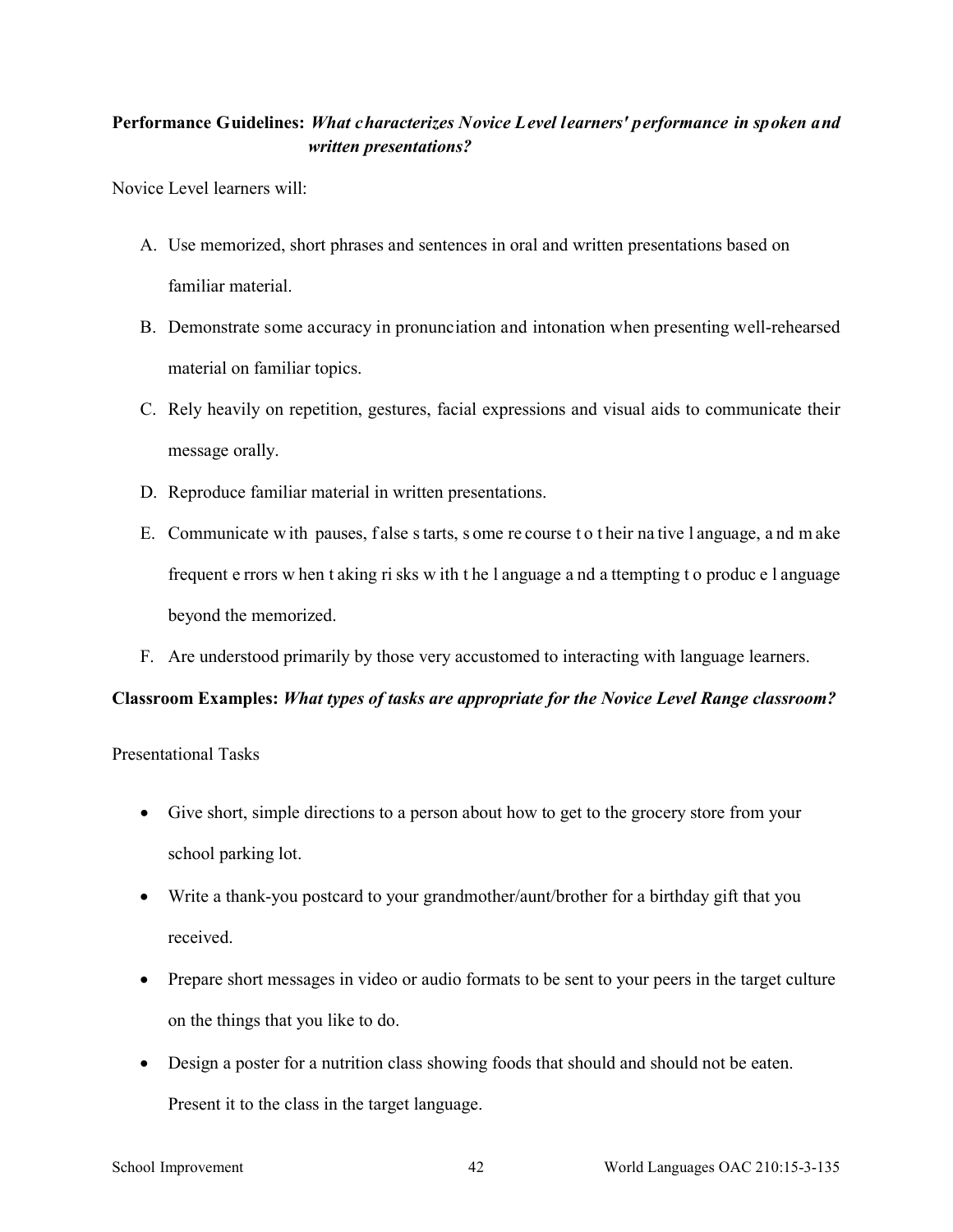**Performance Guidelines:** ***What characterizes Novice Level learners' performance in spoken and written presentations?***

Novice Level learners will:

A. Use memorized, short phrases and sentences in oral and written presentations based on familiar material.

B. Demonstrate some accuracy in pronunciation and intonation when presenting well-rehearsed material on familiar topics.

C. Rely heavily on repetition, gestures, facial expressions and visual aids to communicate their message orally.

D. Reproduce familiar material in written presentations.

E. Communicate with pauses, false starts, some recourse to their native language, and make frequent errors when taking risks with the language and attempting to produce language beyond the memorized.

F. Are understood primarily by those very accustomed to interacting with language learners.

**Classroom Examples:** ***What types of tasks are appropriate for the Novice Level Range classroom?***

Presentational Tasks

- Give short, simple directions to a person about how to get to the grocery store from your school parking lot.
- Write a thank-you postcard to your grandmother/aunt/brother for a birthday gift that you received.
- Prepare short messages in video or audio formats to be sent to your peers in the target culture on the things that you like to do.
- Design a poster for a nutrition class showing foods that should and should not be eaten. Present it to the class in the target language.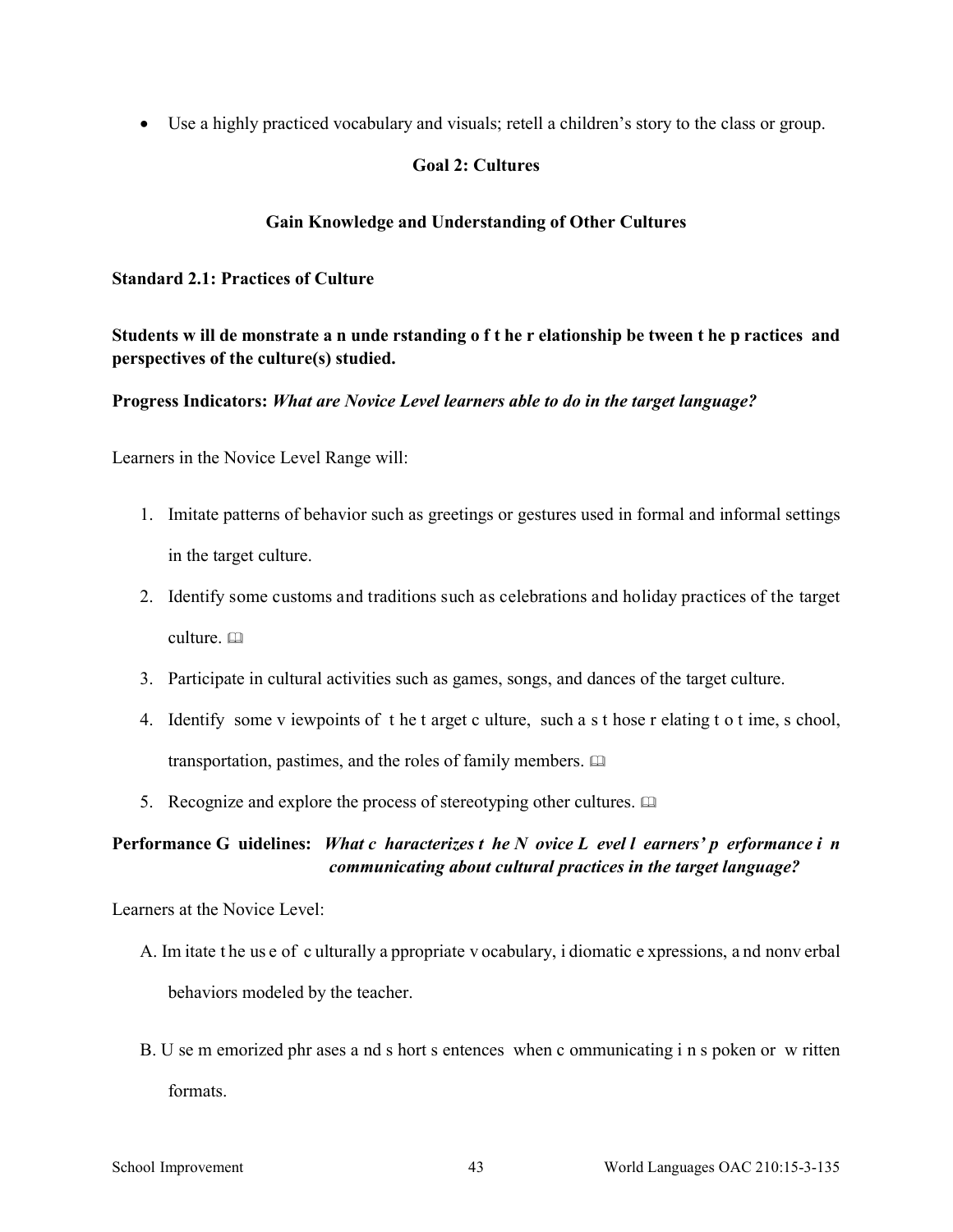- Use a highly practiced vocabulary and visuals; retell a children's story to the class or group.

## Goal 2: Cultures

### Gain Knowledge and Understanding of Other Cultures

**Standard 2.1: Practices of Culture**

**Students will demonstrate an understanding of the relationship between the practices and perspectives of the culture(s) studied.**

**Progress Indicators:** ***What are Novice Level learners able to do in the target language?***

Learners in the Novice Level Range will:

1. Imitate patterns of behavior such as greetings or gestures used in formal and informal settings in the target culture.
2. Identify some customs and traditions such as celebrations and holiday practices of the target culture. 🕮
3. Participate in cultural activities such as games, songs, and dances of the target culture.
4. Identify some viewpoints of the target culture, such as those relating to time, school, transportation, pastimes, and the roles of family members. 🕮
5. Recognize and explore the process of stereotyping other cultures. 🕮

**Performance Guidelines:** ***What characterizes the Novice Level learners' performance in communicating about cultural practices in the target language?***

Learners at the Novice Level:

A. Imitate the use of culturally appropriate vocabulary, idiomatic expressions, and nonverbal behaviors modeled by the teacher.

B. Use memorized phrases and short sentences when communicating in spoken or written formats.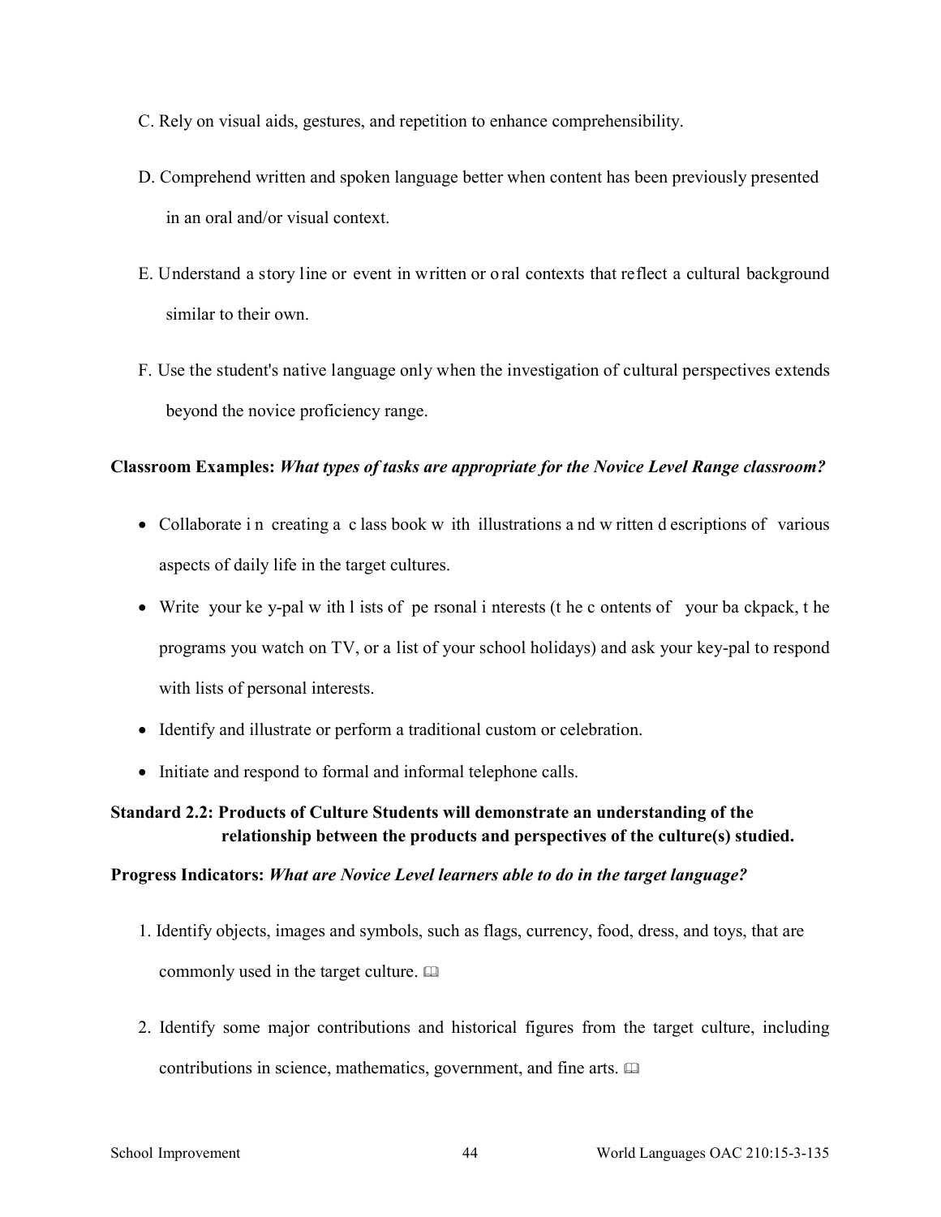C. Rely on visual aids, gestures, and repetition to enhance comprehensibility.

D. Comprehend written and spoken language better when content has been previously presented in an oral and/or visual context.

E. Understand a story line or event in written or oral contexts that reflect a cultural background similar to their own.

F. Use the student's native language only when the investigation of cultural perspectives extends beyond the novice proficiency range.

**Classroom Examples:** ***What types of tasks are appropriate for the Novice Level Range classroom?***

- Collaborate in creating a class book with illustrations and written descriptions of various aspects of daily life in the target cultures.
- Write your key-pal with lists of personal interests (the contents of your backpack, the programs you watch on TV, or a list of your school holidays) and ask your key-pal to respond with lists of personal interests.
- Identify and illustrate or perform a traditional custom or celebration.
- Initiate and respond to formal and informal telephone calls.

**Standard 2.2: Products of Culture Students will demonstrate an understanding of the relationship between the products and perspectives of the culture(s) studied.**

**Progress Indicators:** ***What are Novice Level learners able to do in the target language?***

1. Identify objects, images and symbols, such as flags, currency, food, dress, and toys, that are commonly used in the target culture. 🕮

2. Identify some major contributions and historical figures from the target culture, including contributions in science, mathematics, government, and fine arts. 🕮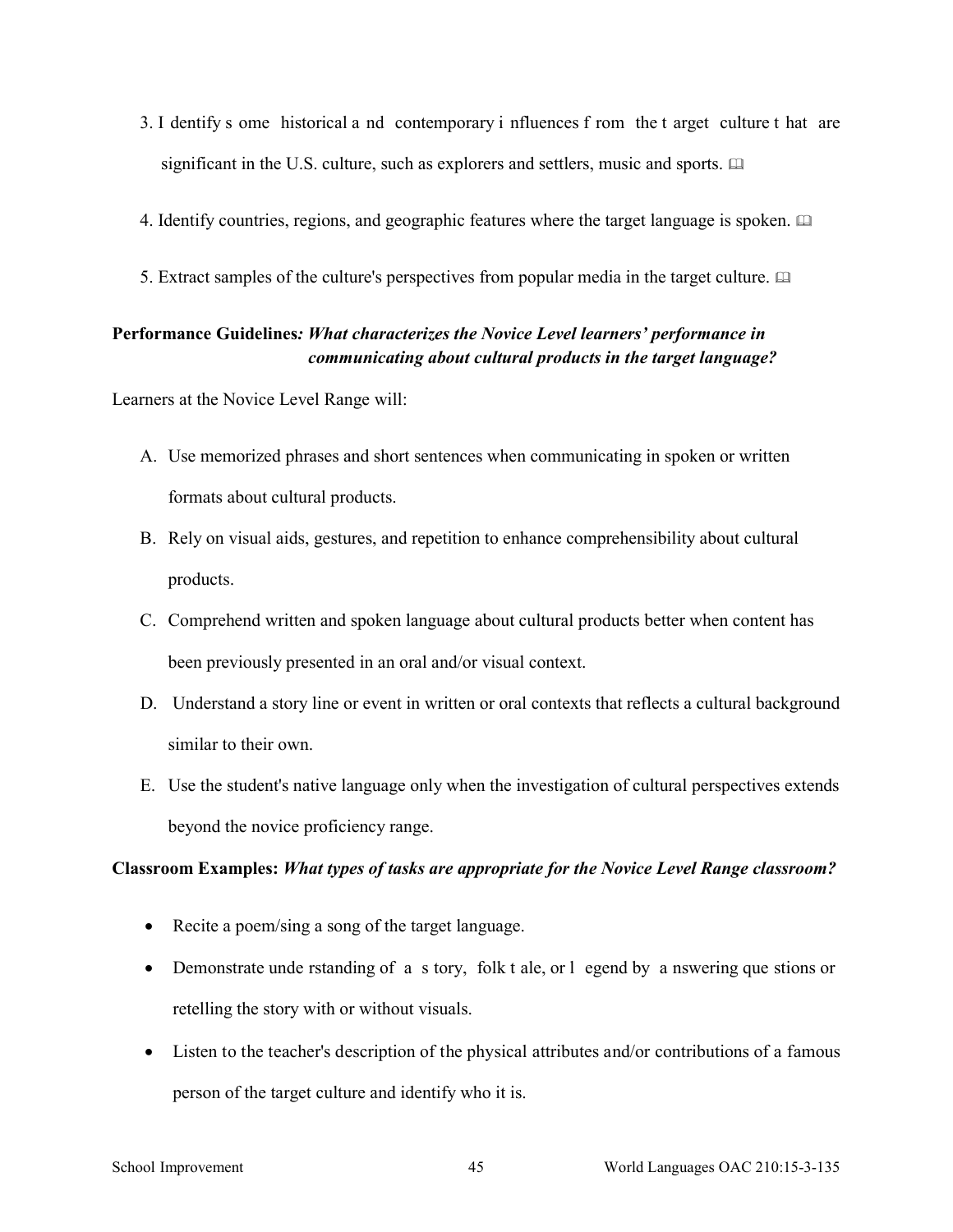3. Identify some historical and contemporary influences from the target culture that are significant in the U.S. culture, such as explorers and settlers, music and sports. 📖

4. Identify countries, regions, and geographic features where the target language is spoken. 📖

5. Extract samples of the culture's perspectives from popular media in the target culture. 📖

**Performance Guidelines*: What characterizes the Novice Level learners' performance in communicating about cultural products in the target language?***

Learners at the Novice Level Range will:

A. Use memorized phrases and short sentences when communicating in spoken or written formats about cultural products.

B. Rely on visual aids, gestures, and repetition to enhance comprehensibility about cultural products.

C. Comprehend written and spoken language about cultural products better when content has been previously presented in an oral and/or visual context.

D. Understand a story line or event in written or oral contexts that reflects a cultural background similar to their own.

E. Use the student's native language only when the investigation of cultural perspectives extends beyond the novice proficiency range.

**Classroom Examples:** ***What types of tasks are appropriate for the Novice Level Range classroom?***

- Recite a poem/sing a song of the target language.
- Demonstrate understanding of a story, folk tale, or legend by answering questions or retelling the story with or without visuals.
- Listen to the teacher's description of the physical attributes and/or contributions of a famous person of the target culture and identify who it is.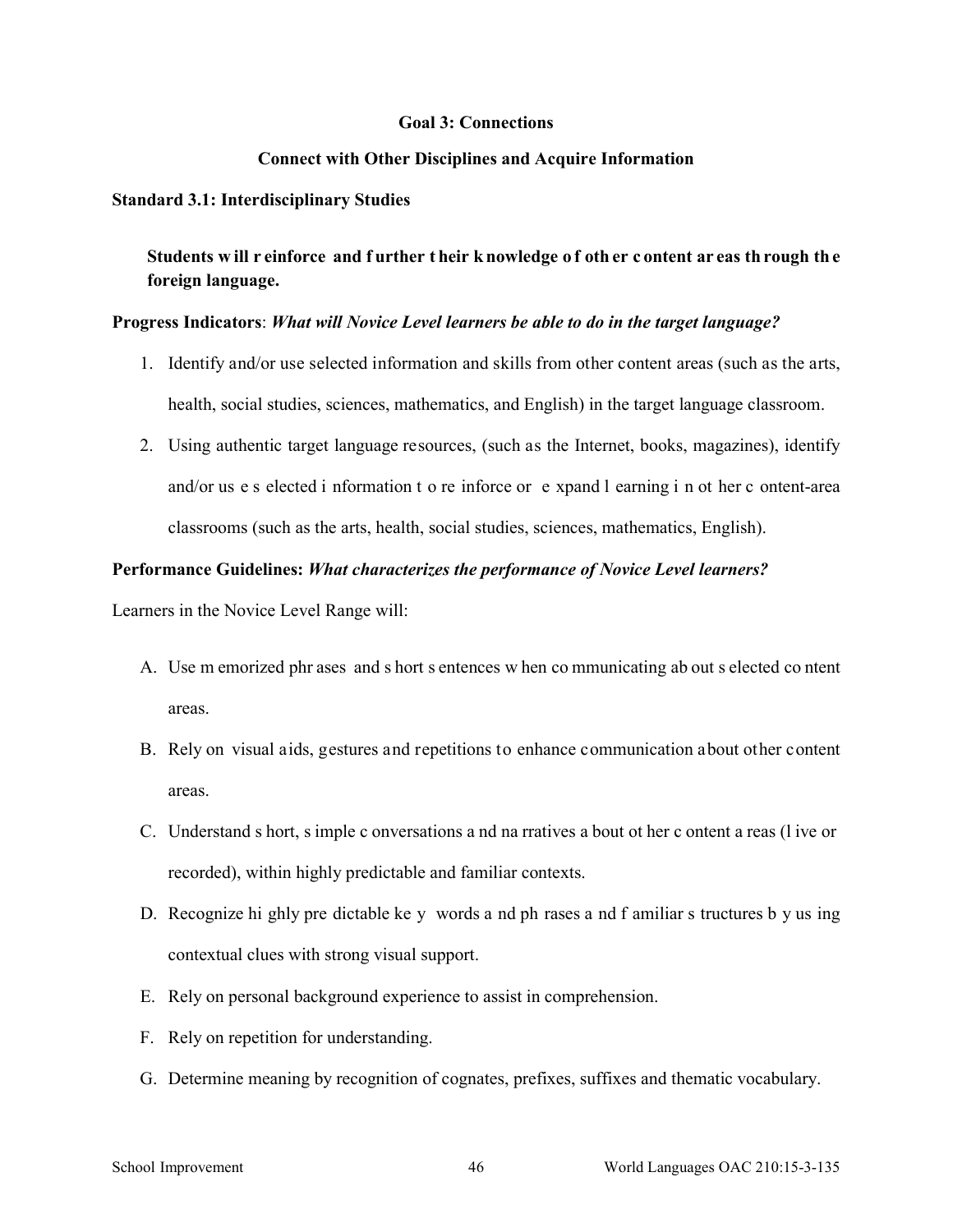## Goal 3: Connections

### Connect with Other Disciplines and Acquire Information

**Standard 3.1: Interdisciplinary Studies**

**Students will reinforce and further their knowledge of other content areas through the foreign language.**

**Progress Indicators**: ***What will Novice Level learners be able to do in the target language?***

1. Identify and/or use selected information and skills from other content areas (such as the arts, health, social studies, sciences, mathematics, and English) in the target language classroom.
2. Using authentic target language resources, (such as the Internet, books, magazines), identify and/or use selected information to reinforce or expand learning in other content-area classrooms (such as the arts, health, social studies, sciences, mathematics, English).

**Performance Guidelines:** ***What characterizes the performance of Novice Level learners?***

Learners in the Novice Level Range will:

A. Use memorized phrases and short sentences when communicating about selected content areas.

B. Rely on visual aids, gestures and repetitions to enhance communication about other content areas.

C. Understand short, simple conversations and narratives about other content areas (live or recorded), within highly predictable and familiar contexts.

D. Recognize highly predictable key words and phrases and familiar structures by using contextual clues with strong visual support.

E. Rely on personal background experience to assist in comprehension.

F. Rely on repetition for understanding.

G. Determine meaning by recognition of cognates, prefixes, suffixes and thematic vocabulary.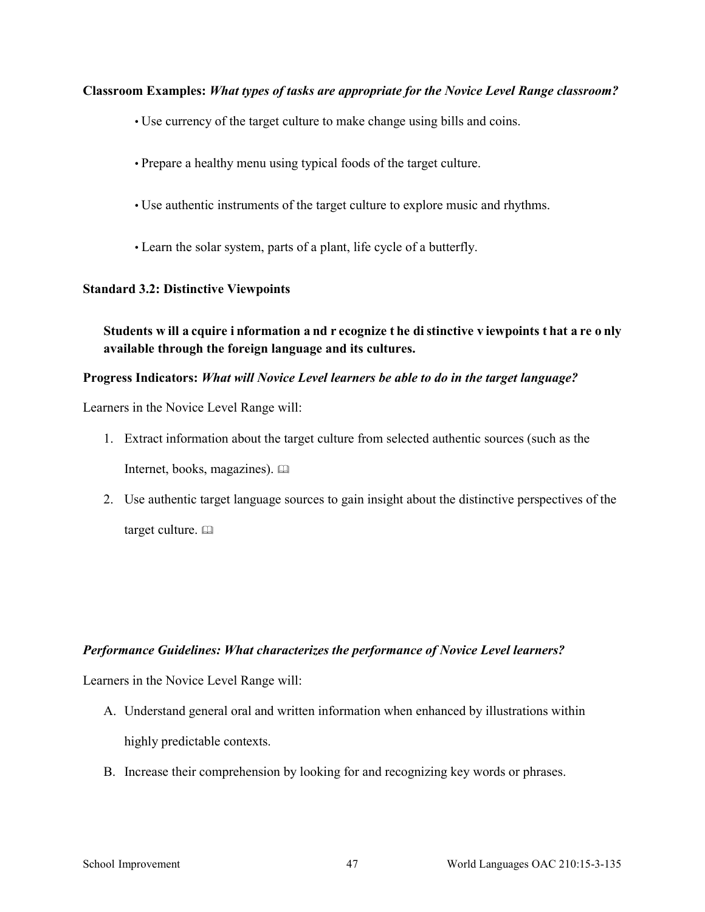**Classroom Examples:** ***What types of tasks are appropriate for the Novice Level Range classroom?***

- Use currency of the target culture to make change using bills and coins.
- Prepare a healthy menu using typical foods of the target culture.
- Use authentic instruments of the target culture to explore music and rhythms.
- Learn the solar system, parts of a plant, life cycle of a butterfly.

**Standard 3.2: Distinctive Viewpoints**

**Students will acquire information and recognize the distinctive viewpoints that are only available through the foreign language and its cultures.**

**Progress Indicators:** ***What will Novice Level learners be able to do in the target language?***

Learners in the Novice Level Range will:

1. Extract information about the target culture from selected authentic sources (such as the Internet, books, magazines). 🕮
2. Use authentic target language sources to gain insight about the distinctive perspectives of the target culture. 🕮

***Performance Guidelines: What characterizes the performance of Novice Level learners?***

Learners in the Novice Level Range will:

A. Understand general oral and written information when enhanced by illustrations within highly predictable contexts.

B. Increase their comprehension by looking for and recognizing key words or phrases.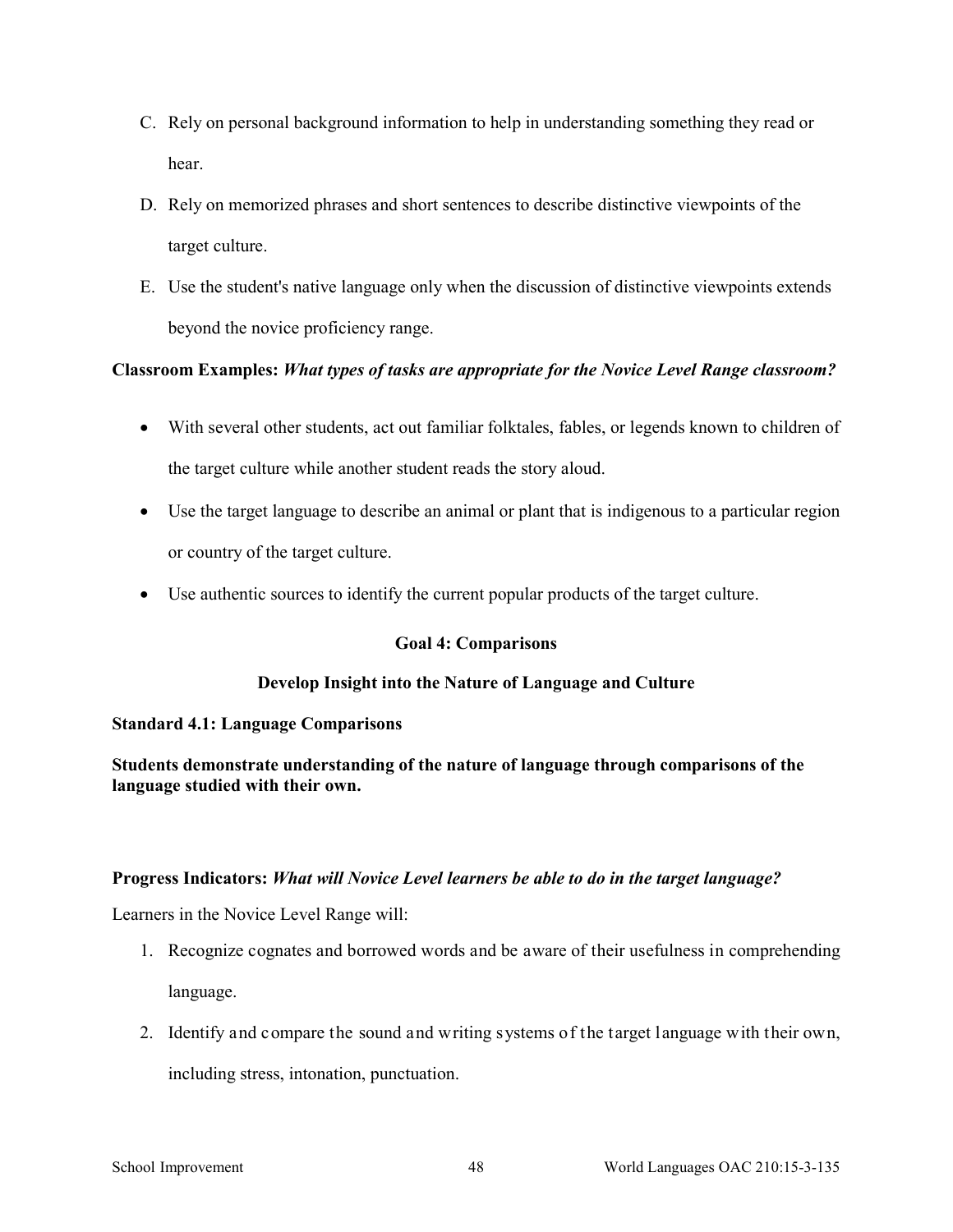C. Rely on personal background information to help in understanding something they read or hear.

D. Rely on memorized phrases and short sentences to describe distinctive viewpoints of the target culture.

E. Use the student's native language only when the discussion of distinctive viewpoints extends beyond the novice proficiency range.

**Classroom Examples:** ***What types of tasks are appropriate for the Novice Level Range classroom?***

- With several other students, act out familiar folktales, fables, or legends known to children of the target culture while another student reads the story aloud.
- Use the target language to describe an animal or plant that is indigenous to a particular region or country of the target culture.
- Use authentic sources to identify the current popular products of the target culture.

## Goal 4: Comparisons

### Develop Insight into the Nature of Language and Culture

**Standard 4.1: Language Comparisons**

**Students demonstrate understanding of the nature of language through comparisons of the language studied with their own.**

**Progress Indicators:** ***What will Novice Level learners be able to do in the target language?***

Learners in the Novice Level Range will:

1. Recognize cognates and borrowed words and be aware of their usefulness in comprehending language.
2. Identify and compare the sound and writing systems of the target language with their own, including stress, intonation, punctuation.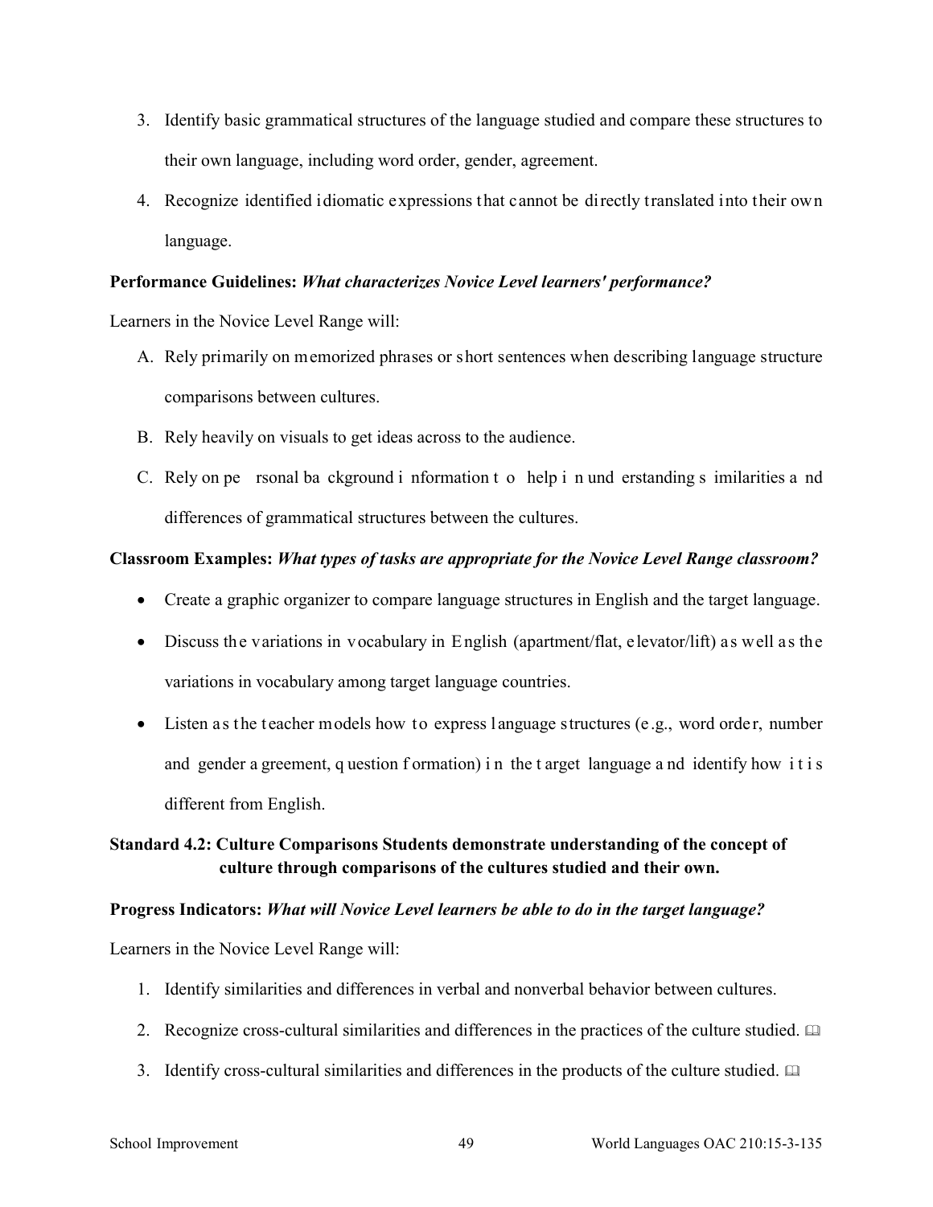3. Identify basic grammatical structures of the language studied and compare these structures to their own language, including word order, gender, agreement.
4. Recognize identified idiomatic expressions that cannot be directly translated into their own language.

**Performance Guidelines:** ***What characterizes Novice Level learners' performance?***

Learners in the Novice Level Range will:

A. Rely primarily on memorized phrases or short sentences when describing language structure comparisons between cultures.
B. Rely heavily on visuals to get ideas across to the audience.
C. Rely on personal background information to help in understanding similarities and differences of grammatical structures between the cultures.

**Classroom Examples:** ***What types of tasks are appropriate for the Novice Level Range classroom?***

- Create a graphic organizer to compare language structures in English and the target language.
- Discuss the variations in vocabulary in English (apartment/flat, elevator/lift) as well as the variations in vocabulary among target language countries.
- Listen as the teacher models how to express language structures (e.g., word order, number and gender agreement, question formation) in the target language and identify how it is different from English.

**Standard 4.2: Culture Comparisons Students demonstrate understanding of the concept of culture through comparisons of the cultures studied and their own.**

**Progress Indicators:** ***What will Novice Level learners be able to do in the target language?***

Learners in the Novice Level Range will:

1. Identify similarities and differences in verbal and nonverbal behavior between cultures.
2. Recognize cross-cultural similarities and differences in the practices of the culture studied. 📖
3. Identify cross-cultural similarities and differences in the products of the culture studied. 📖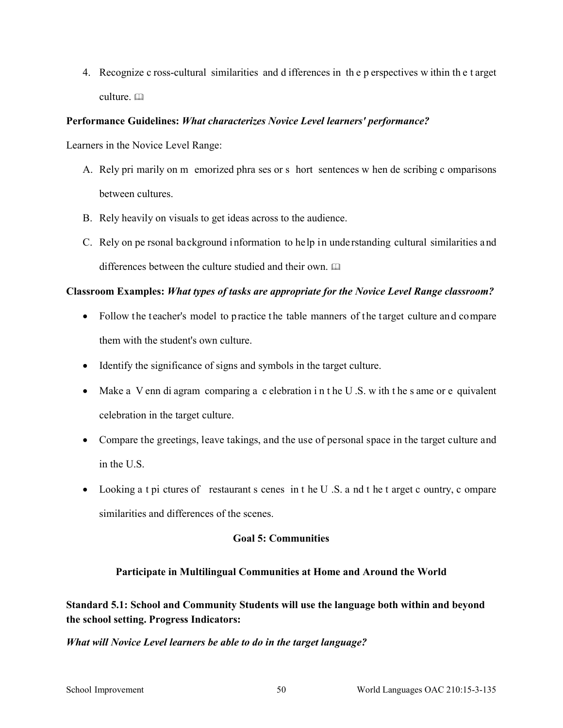4. Recognize cross-cultural similarities and differences in the perspectives within the target culture. 🕮

**Performance Guidelines:** ***What characterizes Novice Level learners' performance?***

Learners in the Novice Level Range:

A. Rely primarily on memorized phrases or short sentences when describing comparisons between cultures.
B. Rely heavily on visuals to get ideas across to the audience.
C. Rely on personal background information to help in understanding cultural similarities and differences between the culture studied and their own. 🕮

**Classroom Examples:** ***What types of tasks are appropriate for the Novice Level Range classroom?***

- Follow the teacher's model to practice the table manners of the target culture and compare them with the student's own culture.
- Identify the significance of signs and symbols in the target culture.
- Make a Venn diagram comparing a celebration in the U.S. with the same or equivalent celebration in the target culture.
- Compare the greetings, leave takings, and the use of personal space in the target culture and in the U.S.
- Looking at pictures of restaurant scenes in the U.S. and the target country, compare similarities and differences of the scenes.

## Goal 5: Communities

### Participate in Multilingual Communities at Home and Around the World

**Standard 5.1: School and Community Students will use the language both within and beyond the school setting. Progress Indicators:**

***What will Novice Level learners be able to do in the target language?***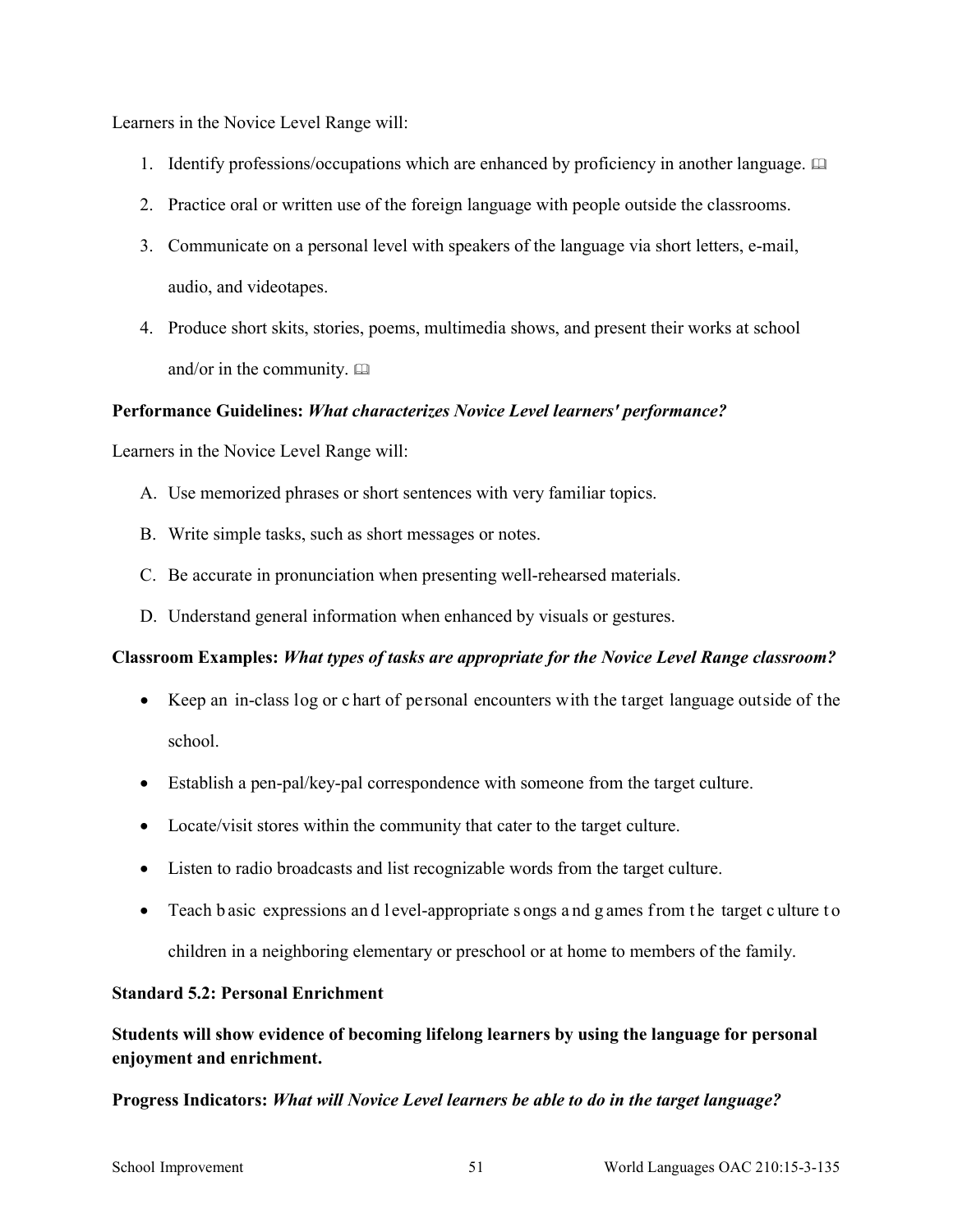Learners in the Novice Level Range will:

1. Identify professions/occupations which are enhanced by proficiency in another language. 📖
2. Practice oral or written use of the foreign language with people outside the classrooms.
3. Communicate on a personal level with speakers of the language via short letters, e-mail, audio, and videotapes.
4. Produce short skits, stories, poems, multimedia shows, and present their works at school and/or in the community. 📖

**Performance Guidelines:** ***What characterizes Novice Level learners' performance?***

Learners in the Novice Level Range will:

A. Use memorized phrases or short sentences with very familiar topics.

B. Write simple tasks, such as short messages or notes.

C. Be accurate in pronunciation when presenting well-rehearsed materials.

D. Understand general information when enhanced by visuals or gestures.

**Classroom Examples:** ***What types of tasks are appropriate for the Novice Level Range classroom?***

- Keep an in-class log or chart of personal encounters with the target language outside of the school.
- Establish a pen-pal/key-pal correspondence with someone from the target culture.
- Locate/visit stores within the community that cater to the target culture.
- Listen to radio broadcasts and list recognizable words from the target culture.
- Teach basic expressions and level-appropriate songs and games from the target culture to children in a neighboring elementary or preschool or at home to members of the family.

**Standard 5.2: Personal Enrichment**

**Students will show evidence of becoming lifelong learners by using the language for personal enjoyment and enrichment.**

**Progress Indicators:** ***What will Novice Level learners be able to do in the target language?***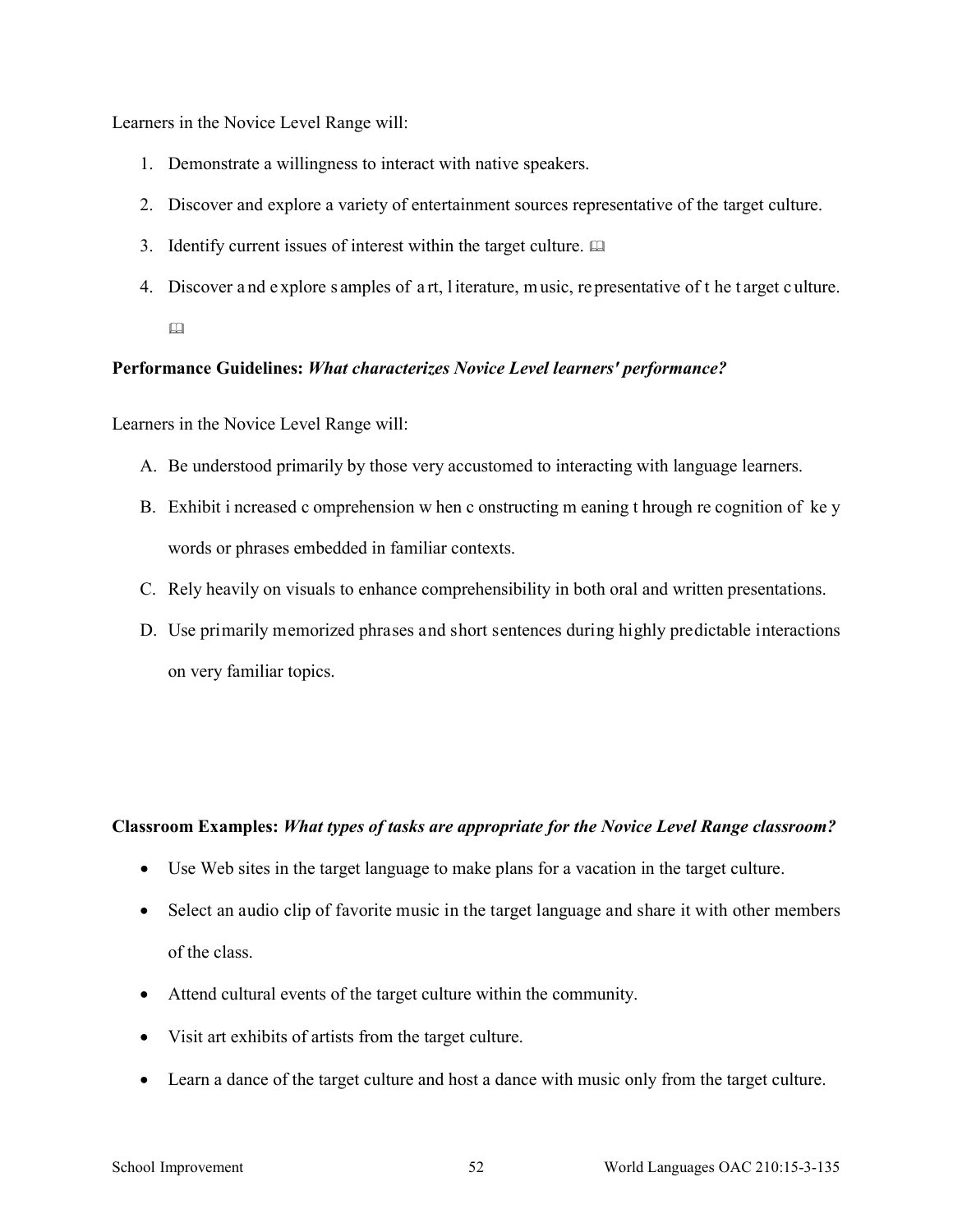Learners in the Novice Level Range will:

1. Demonstrate a willingness to interact with native speakers.
2. Discover and explore a variety of entertainment sources representative of the target culture.
3. Identify current issues of interest within the target culture. 🕮
4. Discover and explore samples of art, literature, music, representative of the target culture. 🕮

**Performance Guidelines:** ***What characterizes Novice Level learners' performance?***

Learners in the Novice Level Range will:

A. Be understood primarily by those very accustomed to interacting with language learners.
B. Exhibit increased comprehension when constructing meaning through recognition of key words or phrases embedded in familiar contexts.
C. Rely heavily on visuals to enhance comprehensibility in both oral and written presentations.
D. Use primarily memorized phrases and short sentences during highly predictable interactions on very familiar topics.

**Classroom Examples:** ***What types of tasks are appropriate for the Novice Level Range classroom?***

- Use Web sites in the target language to make plans for a vacation in the target culture.
- Select an audio clip of favorite music in the target language and share it with other members of the class.
- Attend cultural events of the target culture within the community.
- Visit art exhibits of artists from the target culture.
- Learn a dance of the target culture and host a dance with music only from the target culture.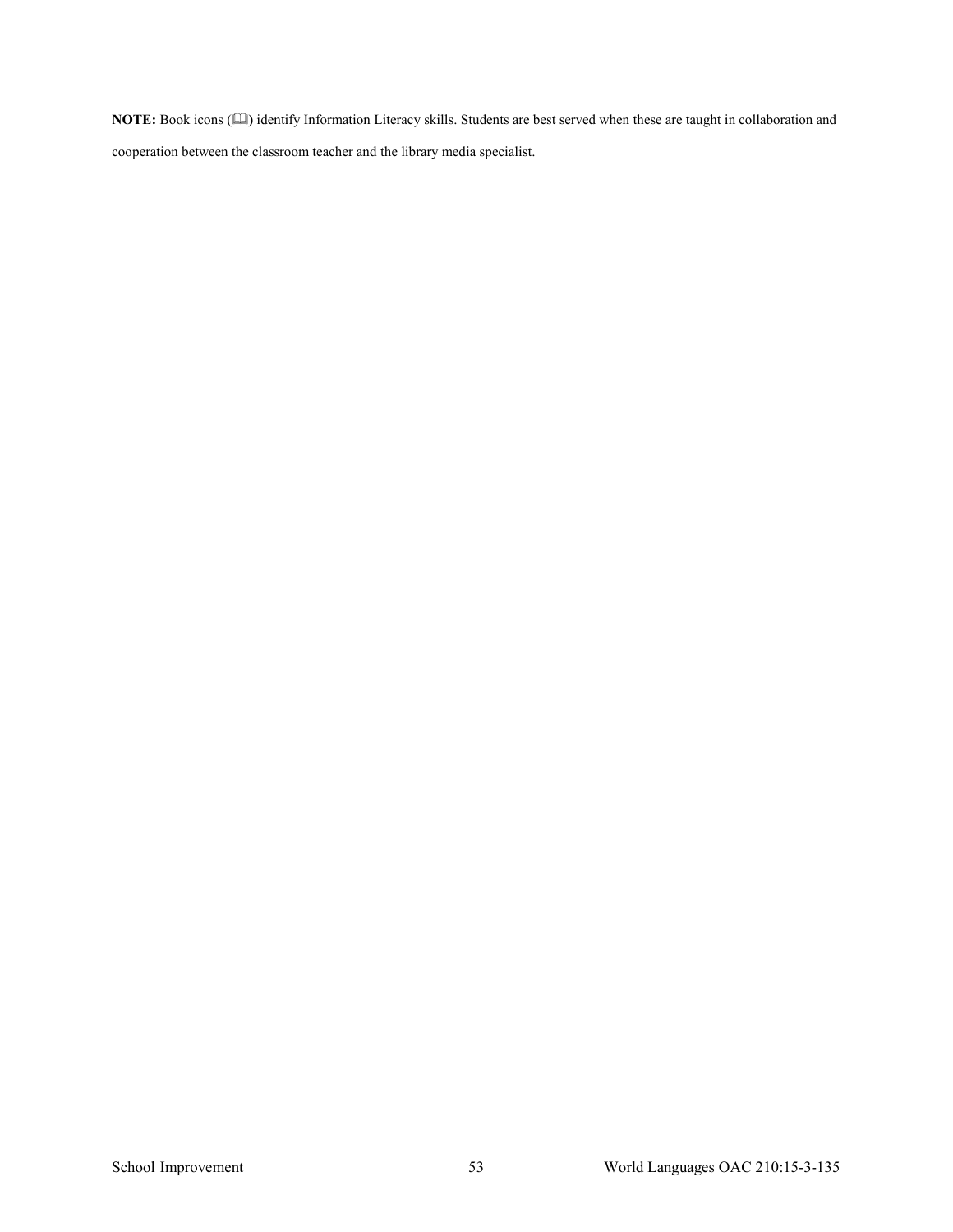**NOTE:** Book icons (🕮) identify Information Literacy skills. Students are best served when these are taught in collaboration and cooperation between the classroom teacher and the library media specialist.